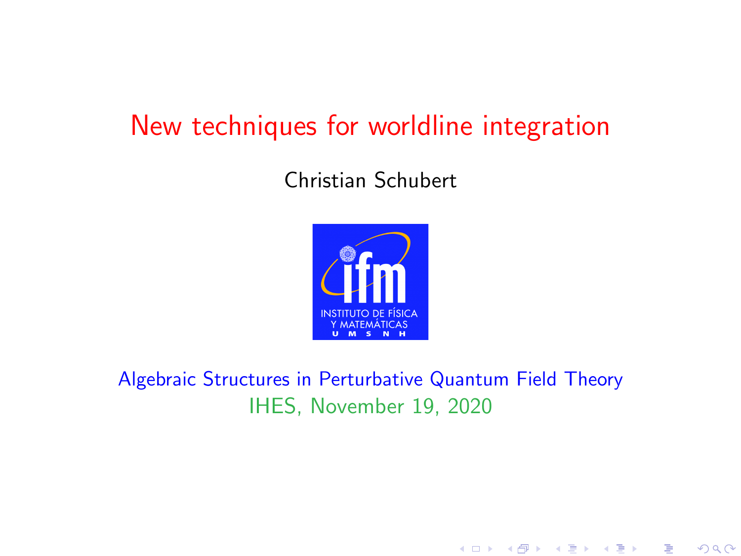# New techniques for worldline integration

Christian Schubert

INSTITUTO DE FÍSICA Y MATEMÁTICAS U M S N H

Algebraic Structures in Perturbative Quantum Field Theory

IHES, November 19, 2020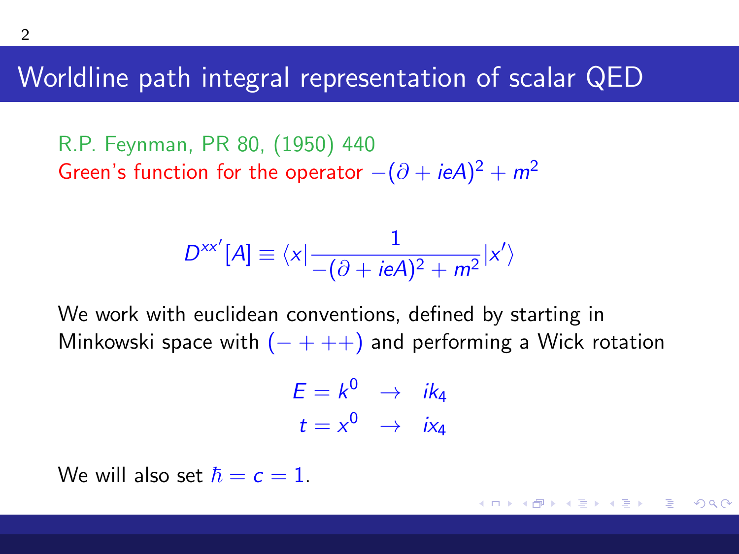# Worldline path integral representation of scalar QED

R.P. Feynman, PR 80, (1950) 440

Green's function for the operator $-(\partial + ieA)^2 + m^2$

$$D^{xx'}[A] \equiv \langle x | \frac{1}{-(\partial + ieA)^2 + m^2} | x' \rangle$$

We work with euclidean conventions, defined by starting in Minkowski space with $(- + ++)$ and performing a Wick rotation

$$\begin{aligned} E = k^0 \quad &\to \quad ik_4 \\ t = x^0 \quad &\to \quad ix_4 \end{aligned}$$

We will also set $\hbar = c = 1$.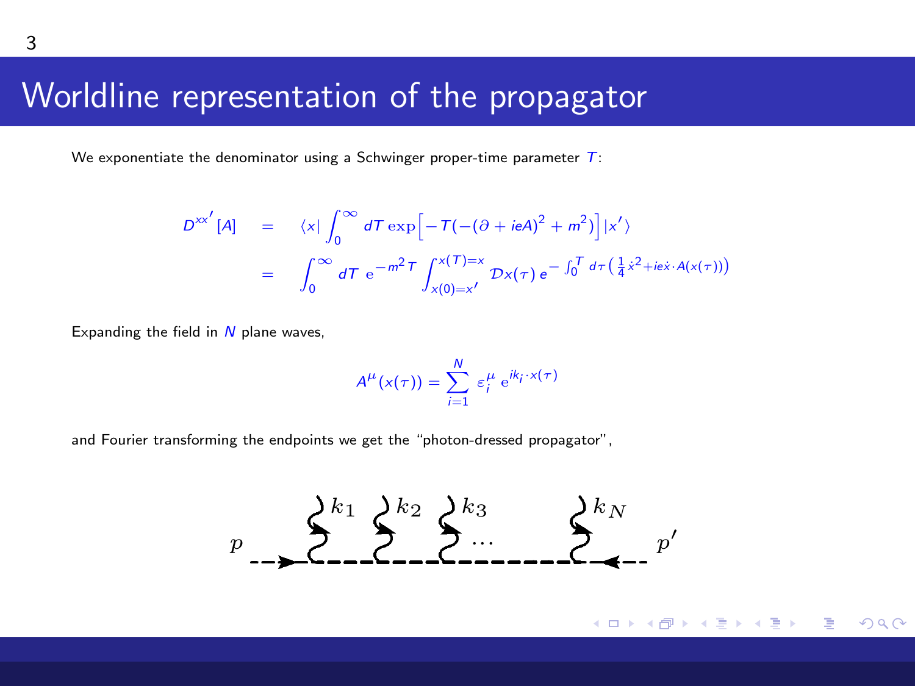# Worldline representation of the propagator

We exponentiate the denominator using a Schwinger proper-time parameter $T$:

$$
\begin{aligned}
D^{xx'}[A] &= \langle x| \int_0^\infty dT \exp\Big[-T(-(\partial + ieA)^2 + m^2)\Big] |x'\rangle \\
&= \int_0^\infty dT \; \mathrm{e}^{-m^2 T} \int_{x(0)=x'}^{x(T)=x} \mathcal{D}x(\tau)\, e^{-\int_0^T d\tau \left(\frac{1}{4}\dot{x}^2 + ie\dot{x}\cdot A(x(\tau))\right)}
\end{aligned}
$$

Expanding the field in $N$ plane waves,

$$
A^\mu(x(\tau)) = \sum_{i=1}^{N} \varepsilon_i^\mu \, \mathrm{e}^{ik_i \cdot x(\tau)}
$$

and Fourier transforming the endpoints we get the "photon-dressed propagator",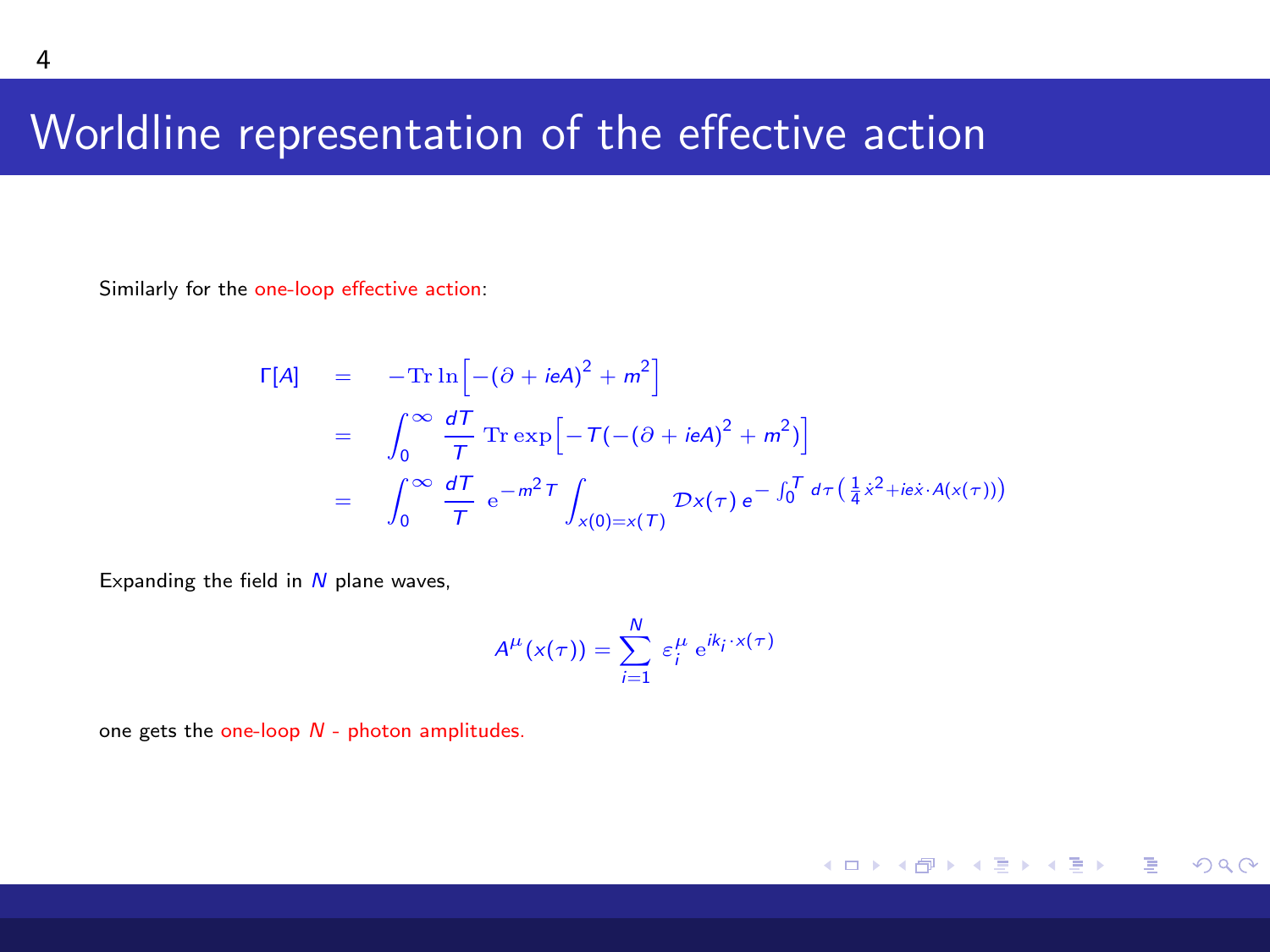# Worldline representation of the effective action

Similarly for the one-loop effective action:

$$
\begin{aligned}
\Gamma[A] &= -\mathrm{Tr}\,\ln\Big[-(\partial + ieA)^2 + m^2\Big] \\
&= \int_0^\infty \frac{dT}{T}\,\mathrm{Tr}\,\exp\Big[-T(-(\partial + ieA)^2 + m^2)\Big] \\
&= \int_0^\infty \frac{dT}{T}\,\mathrm{e}^{-m^2 T}\int_{x(0)=x(T)} \mathcal{D}x(\tau)\, e^{-\int_0^T d\tau\left(\frac{1}{4}\dot{x}^2 + ie\dot{x}\cdot A(x(\tau))\right)}
\end{aligned}
$$

Expanding the field in $N$ plane waves,

$$
A^\mu(x(\tau)) = \sum_{i=1}^{N} \varepsilon_i^\mu\, \mathrm{e}^{ik_i\cdot x(\tau)}
$$

one gets the one-loop $N$ - photon amplitudes.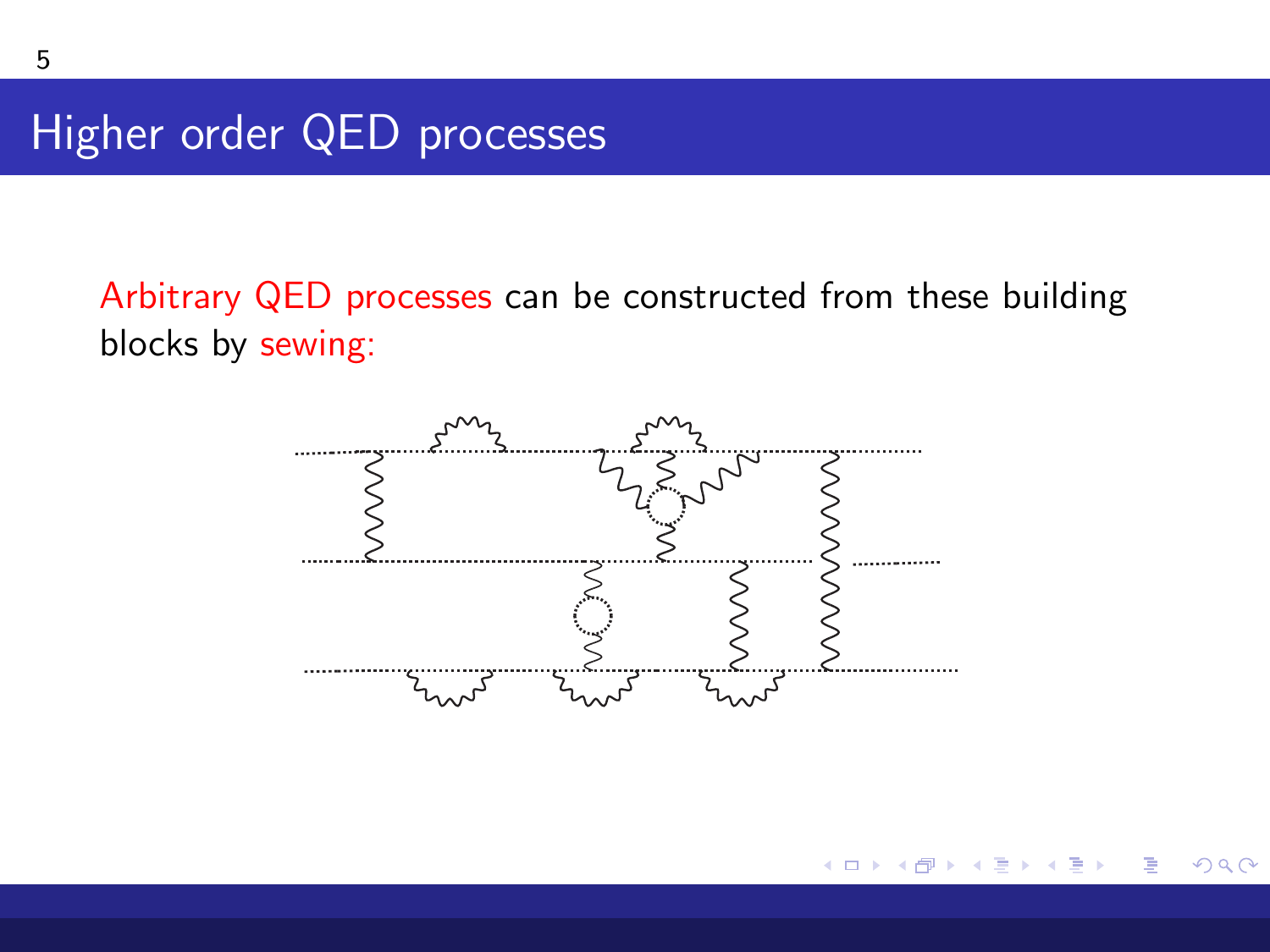# Higher order QED processes

Arbitrary QED processes can be constructed from these building blocks by sewing: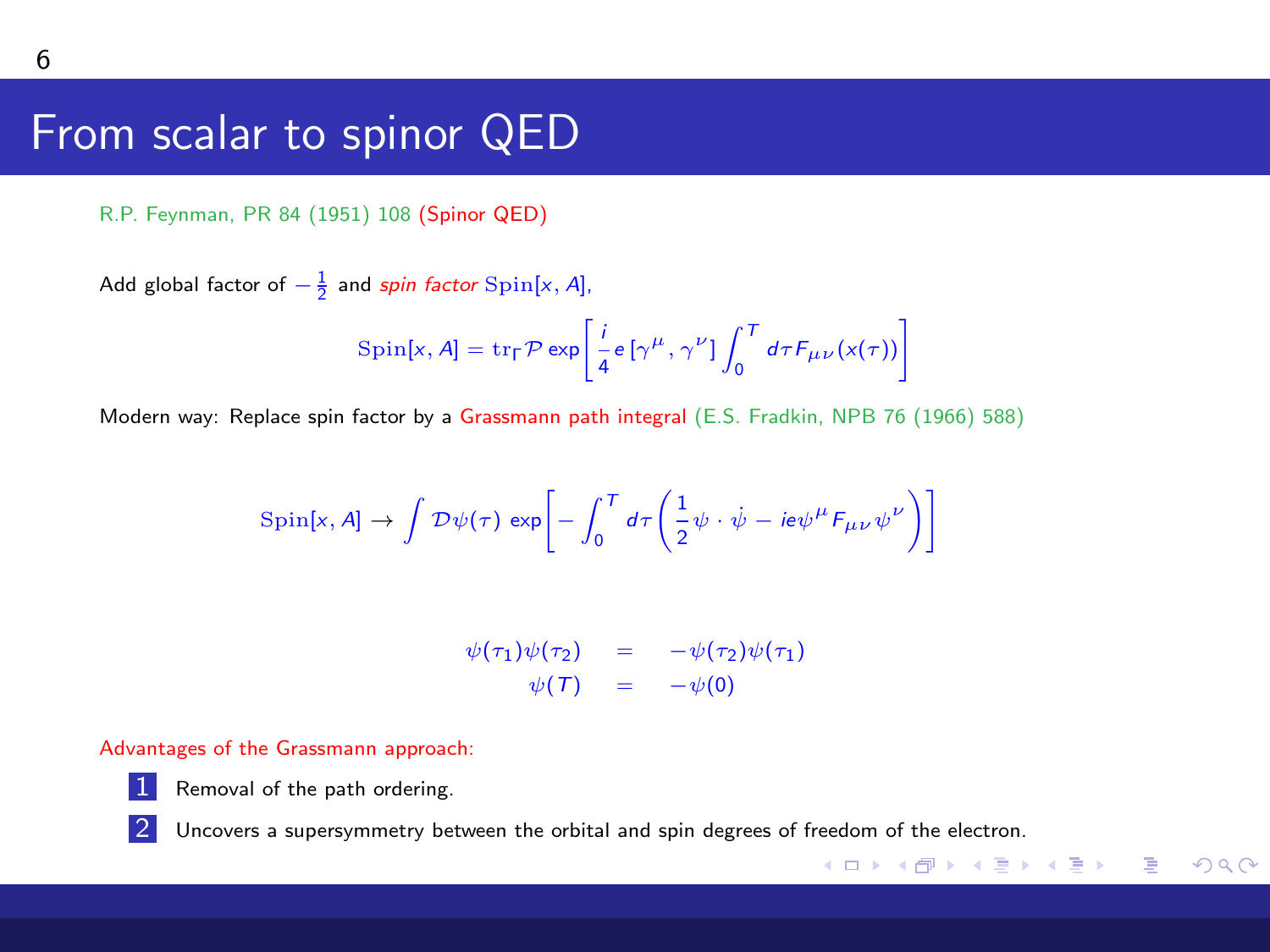# From scalar to spinor QED

R.P. Feynman, PR 84 (1951) 108 (Spinor QED)

Add global factor of $-\frac{1}{2}$ and *spin factor* $\mathrm{Spin}[x, A]$,

$$\mathrm{Spin}[x, A] = \mathrm{tr}_\Gamma \mathcal{P} \exp\left[\frac{i}{4} e\,[\gamma^\mu, \gamma^\nu] \int_0^T d\tau F_{\mu\nu}(x(\tau))\right]$$

Modern way: Replace spin factor by a Grassmann path integral (E.S. Fradkin, NPB 76 (1966) 588)

$$\mathrm{Spin}[x, A] \rightarrow \int \mathcal{D}\psi(\tau)\, \exp\left[-\int_0^T d\tau \left(\frac{1}{2}\psi \cdot \dot{\psi} - ie\psi^\mu F_{\mu\nu}\psi^\nu\right)\right]$$

$$\begin{aligned} \psi(\tau_1)\psi(\tau_2) &= -\psi(\tau_2)\psi(\tau_1) \\ \psi(T) &= -\psi(0) \end{aligned}$$

Advantages of the Grassmann approach:

1. Removal of the path ordering.
2. Uncovers a supersymmetry between the orbital and spin degrees of freedom of the electron.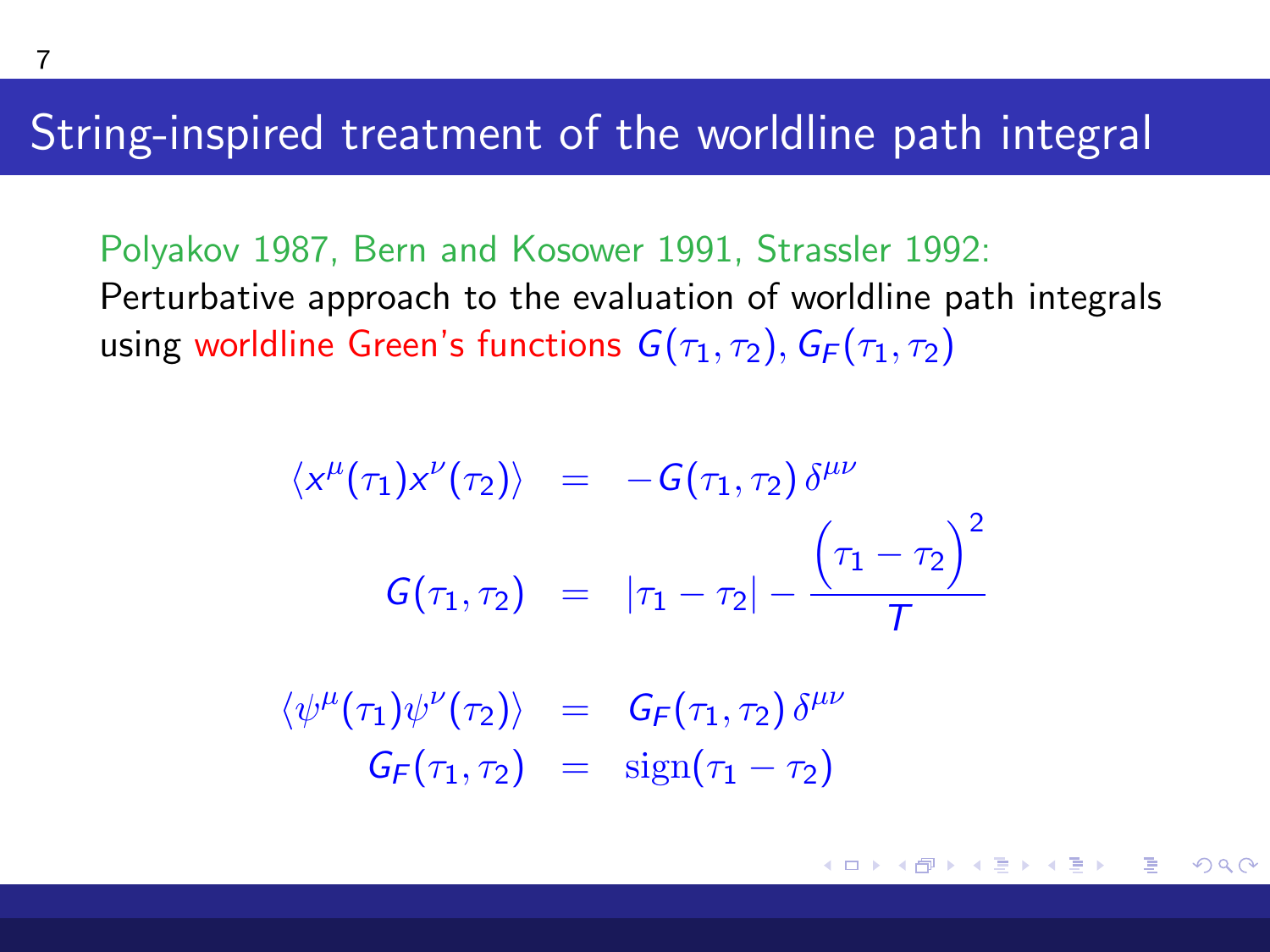# String-inspired treatment of the worldline path integral

Polyakov 1987, Bern and Kosower 1991, Strassler 1992:
Perturbative approach to the evaluation of worldline path integrals using worldline Green's functions $G(\tau_1, \tau_2)$, $G_F(\tau_1, \tau_2)$

$$
\begin{aligned}
\langle x^\mu(\tau_1) x^\nu(\tau_2) \rangle &= -G(\tau_1, \tau_2)\, \delta^{\mu\nu} \\
G(\tau_1, \tau_2) &= |\tau_1 - \tau_2| - \frac{\Big(\tau_1 - \tau_2\Big)^2}{T}
\end{aligned}
$$

$$
\begin{aligned}
\langle \psi^\mu(\tau_1) \psi^\nu(\tau_2) \rangle &= G_F(\tau_1, \tau_2)\, \delta^{\mu\nu} \\
G_F(\tau_1, \tau_2) &= \mathrm{sign}(\tau_1 - \tau_2)
\end{aligned}
$$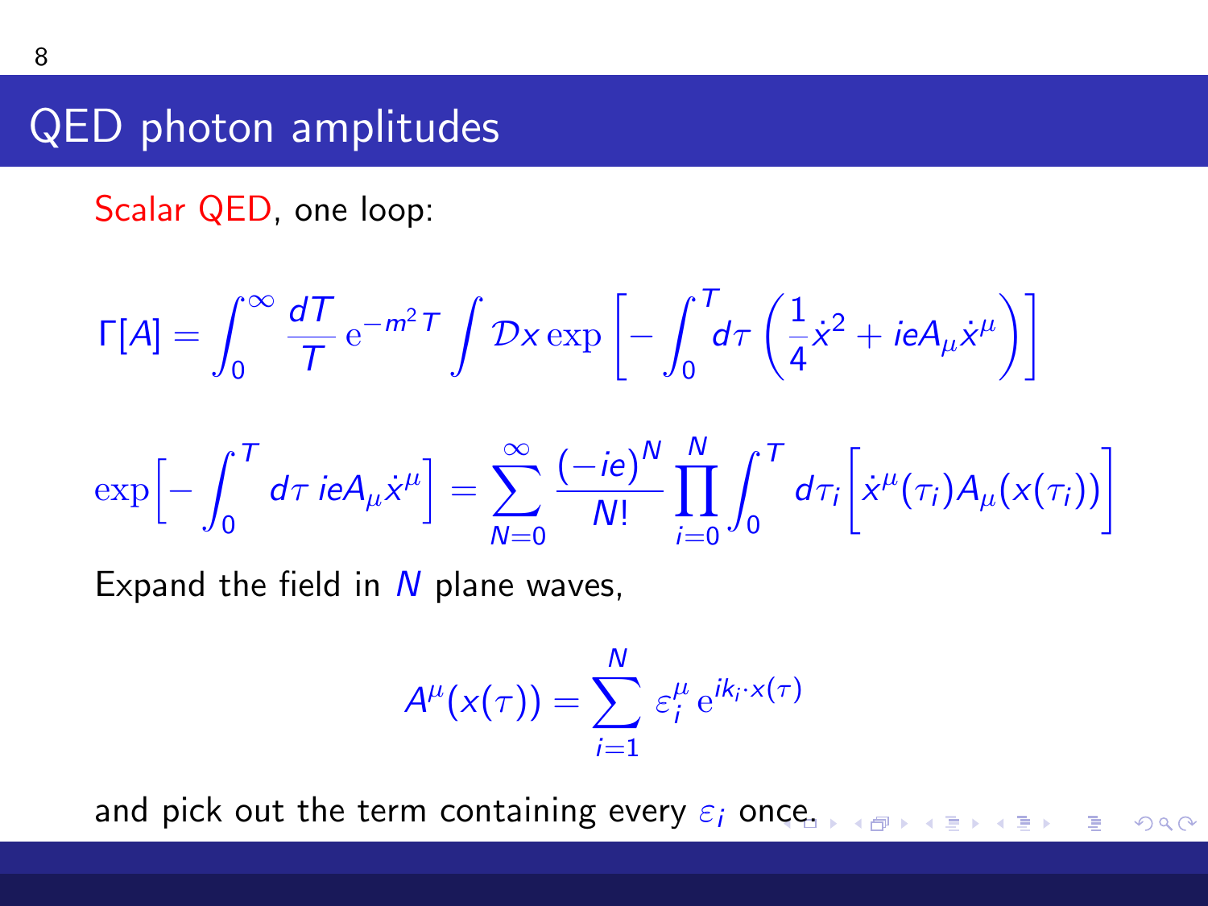## QED photon amplitudes

Scalar QED, one loop:

$$\Gamma[A] = \int_0^\infty \frac{dT}{T}\, \mathrm{e}^{-m^2 T} \int \mathcal{D}x \exp\left[-\int_0^T d\tau \left(\frac{1}{4}\dot{x}^2 + ieA_\mu \dot{x}^\mu\right)\right]$$

$$\exp\Big[-\int_0^T d\tau\, ieA_\mu \dot{x}^\mu\Big] = \sum_{N=0}^{\infty} \frac{(-ie)^N}{N!} \prod_{i=0}^{N} \int_0^T d\tau_i \Big[\dot{x}^\mu(\tau_i) A_\mu(x(\tau_i))\Big]$$

Expand the field in $N$ plane waves,

$$A^\mu(x(\tau)) = \sum_{i=1}^{N} \varepsilon_i^\mu\, \mathrm{e}^{ik_i \cdot x(\tau)}$$

and pick out the term containing every $\varepsilon_i$ once.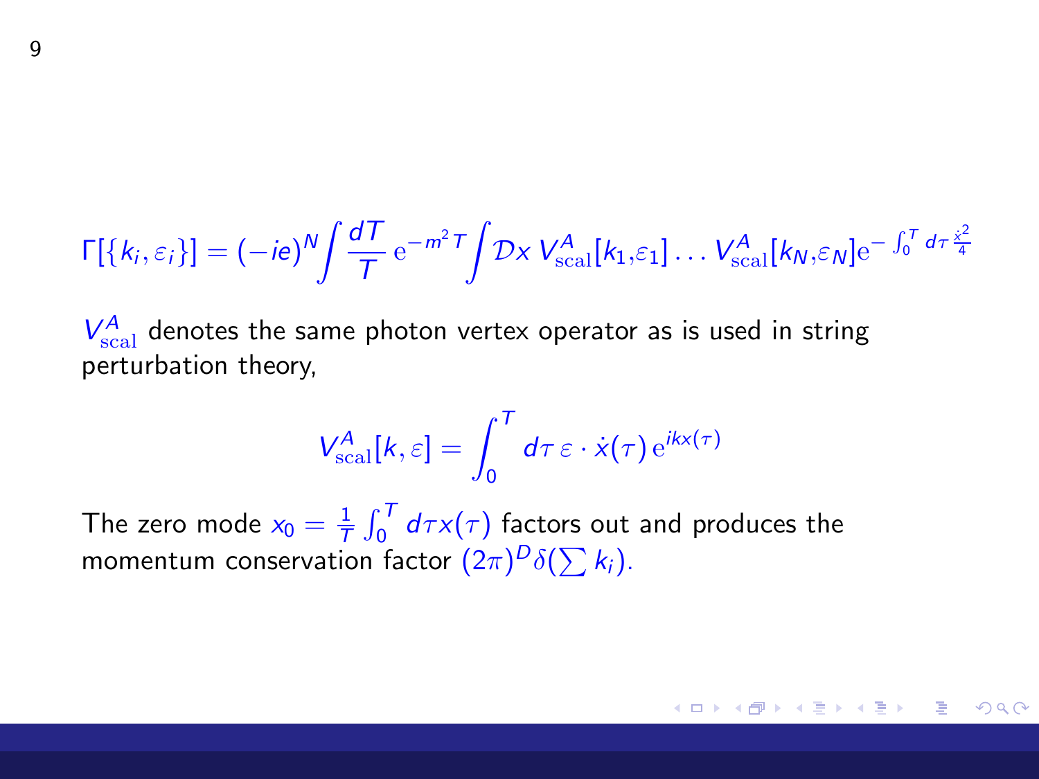$$\Gamma[\{k_i,\varepsilon_i\}] = (-ie)^N \int \frac{dT}{T}\,\mathrm{e}^{-m^2T}\int \mathcal{D}x\, V^A_{\rm scal}[k_1,\varepsilon_1]\dots V^A_{\rm scal}[k_N,\varepsilon_N]\mathrm{e}^{-\int_0^T d\tau\frac{\dot{x}^2}{4}}$$

$V^A_{\rm scal}$ denotes the same photon vertex operator as is used in string perturbation theory,

$$V^A_{\rm scal}[k,\varepsilon] = \int_0^T d\tau\,\varepsilon\cdot\dot{x}(\tau)\,\mathrm{e}^{ikx(\tau)}$$

The zero mode $x_0 = \frac{1}{T}\int_0^T d\tau x(\tau)$ factors out and produces the momentum conservation factor $(2\pi)^D\delta(\sum k_i)$.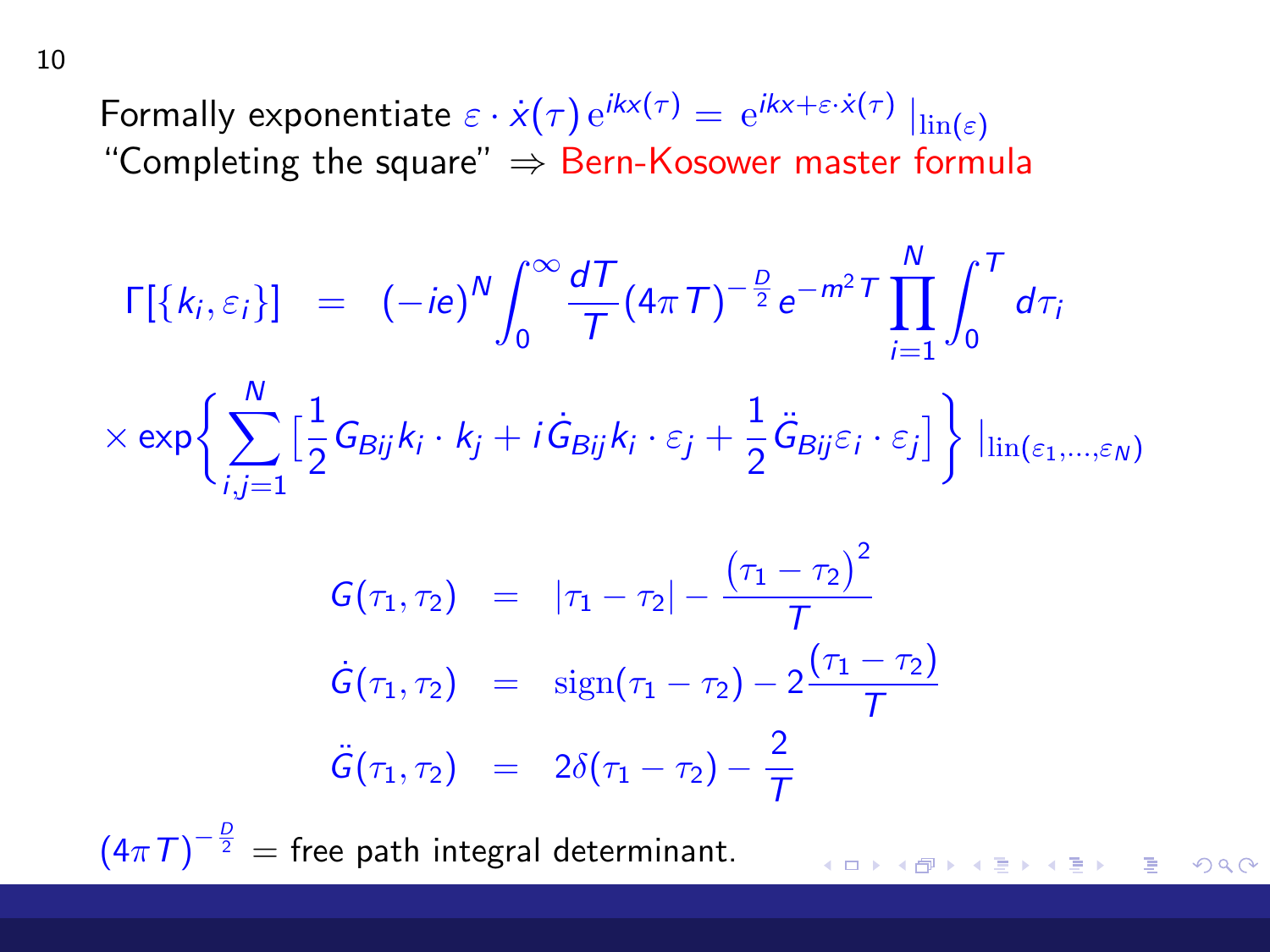Formally exponentiate $\varepsilon \cdot \dot{x}(\tau)\, \mathrm{e}^{ikx(\tau)} = \mathrm{e}^{ikx+\varepsilon\cdot\dot{x}(\tau)}\,|_{\mathrm{lin}(\varepsilon)}$
"Completing the square" $\Rightarrow$ Bern-Kosower master formula

$$
\Gamma[\{k_i,\varepsilon_i\}] \;=\; (-ie)^N \int_0^\infty \frac{dT}{T}(4\pi T)^{-\frac{D}{2}} e^{-m^2 T} \prod_{i=1}^N \int_0^T d\tau_i
$$

$$
\times \exp\Big\{ \sum_{i,j=1}^N \big[\frac{1}{2} G_{Bij} k_i \cdot k_j + i \dot{G}_{Bij} k_i \cdot \varepsilon_j + \frac{1}{2} \ddot{G}_{Bij} \varepsilon_i \cdot \varepsilon_j \big] \Big\} \,|_{\mathrm{lin}(\varepsilon_1,\ldots,\varepsilon_N)}
$$

$$
\begin{aligned}
G(\tau_1,\tau_2) &= |\tau_1-\tau_2| - \frac{(\tau_1-\tau_2)^2}{T} \\
\dot{G}(\tau_1,\tau_2) &= \mathrm{sign}(\tau_1-\tau_2) - 2\frac{(\tau_1-\tau_2)}{T} \\
\ddot{G}(\tau_1,\tau_2) &= 2\delta(\tau_1-\tau_2) - \frac{2}{T}
\end{aligned}
$$

$(4\pi T)^{-\frac{D}{2}}$ = free path integral determinant.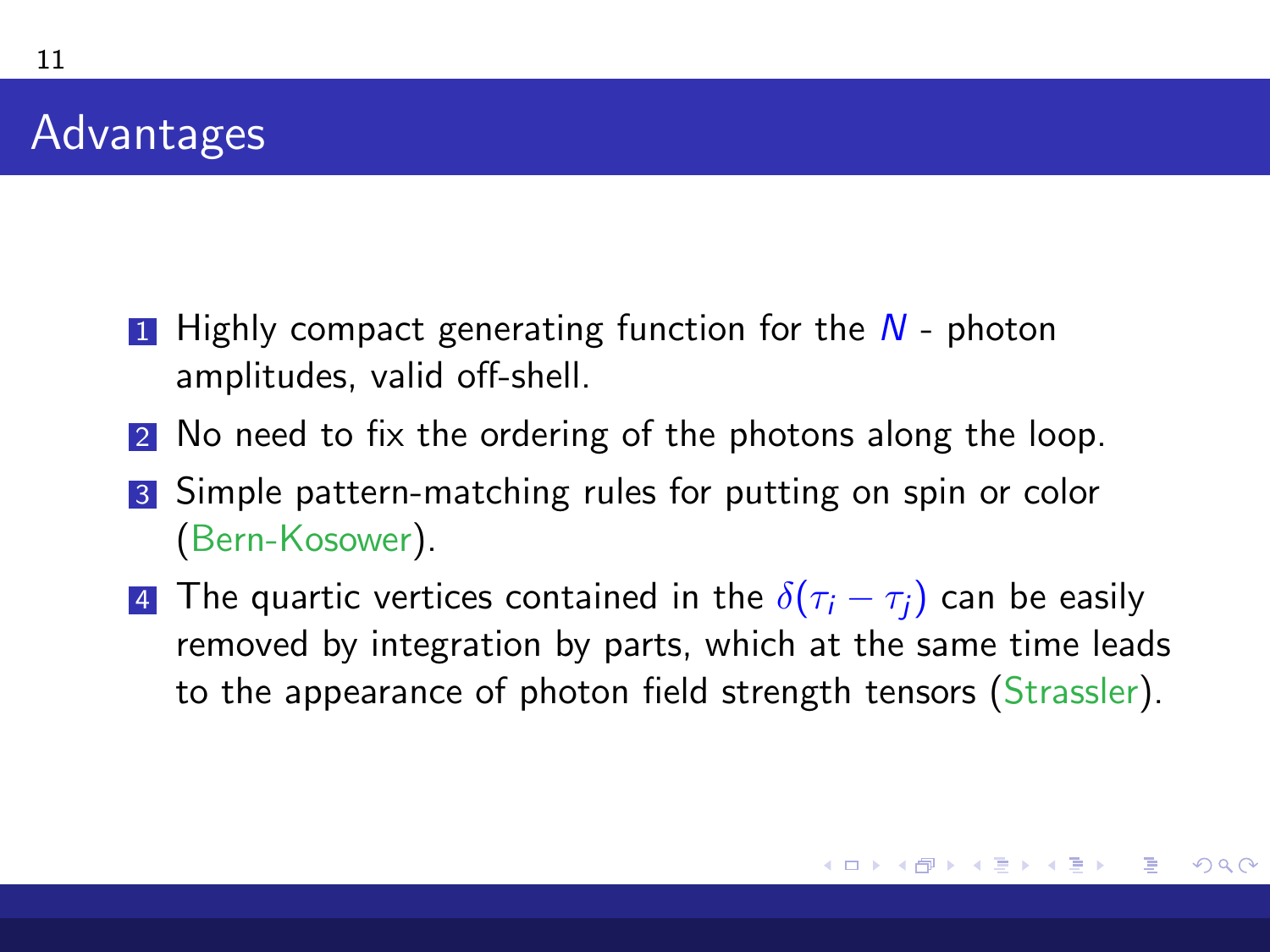# Advantages

1. Highly compact generating function for the $N$ - photon amplitudes, valid off-shell.
2. No need to fix the ordering of the photons along the loop.
3. Simple pattern-matching rules for putting on spin or color (Bern-Kosower).
4. The quartic vertices contained in the $\delta(\tau_i - \tau_j)$ can be easily removed by integration by parts, which at the same time leads to the appearance of photon field strength tensors (Strassler).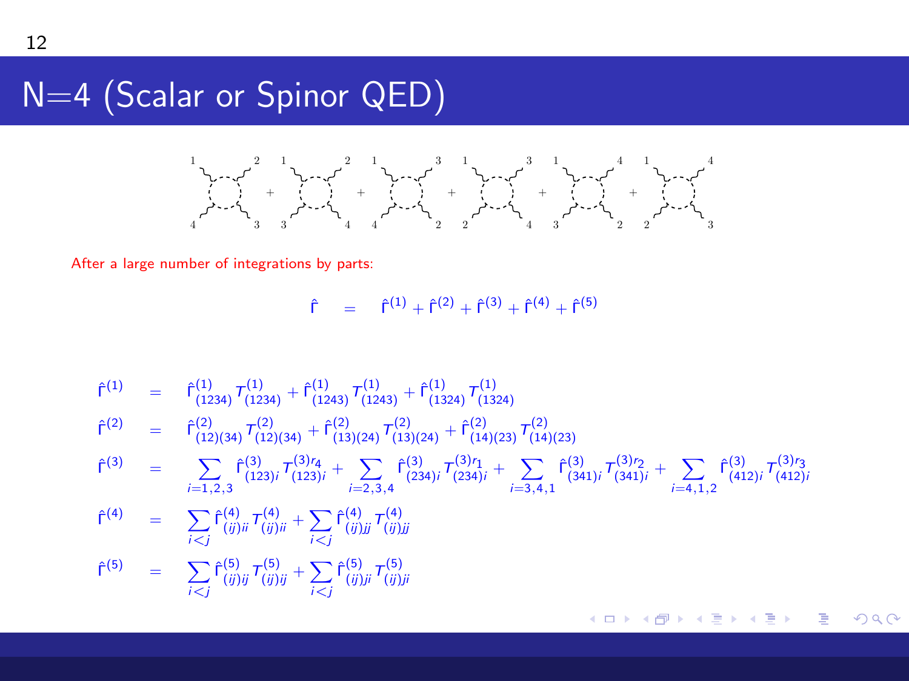# N=4 (Scalar or Spinor QED)

After a large number of integrations by parts:

$$\hat{\Gamma} = \hat{\Gamma}^{(1)} + \hat{\Gamma}^{(2)} + \hat{\Gamma}^{(3)} + \hat{\Gamma}^{(4)} + \hat{\Gamma}^{(5)}$$

$$\hat{\Gamma}^{(1)} = \hat{\Gamma}^{(1)}_{(1234)} T^{(1)}_{(1234)} + \hat{\Gamma}^{(1)}_{(1243)} T^{(1)}_{(1243)} + \hat{\Gamma}^{(1)}_{(1324)} T^{(1)}_{(1324)}$$

$$\hat{\Gamma}^{(2)} = \hat{\Gamma}^{(2)}_{(12)(34)} T^{(2)}_{(12)(34)} + \hat{\Gamma}^{(2)}_{(13)(24)} T^{(2)}_{(13)(24)} + \hat{\Gamma}^{(2)}_{(14)(23)} T^{(2)}_{(14)(23)}$$

$$\hat{\Gamma}^{(3)} = \sum_{i=1,2,3} \hat{\Gamma}^{(3)}_{(123)i} T^{(3)r_4}_{(123)i} + \sum_{i=2,3,4} \hat{\Gamma}^{(3)}_{(234)i} T^{(3)r_1}_{(234)i} + \sum_{i=3,4,1} \hat{\Gamma}^{(3)}_{(341)i} T^{(3)r_2}_{(341)i} + \sum_{i=4,1,2} \hat{\Gamma}^{(3)}_{(412)i} T^{(3)r_3}_{(412)i}$$

$$\hat{\Gamma}^{(4)} = \sum_{i<j} \hat{\Gamma}^{(4)}_{(ij)ii} T^{(4)}_{(ij)ii} + \sum_{i<j} \hat{\Gamma}^{(4)}_{(ij)jj} T^{(4)}_{(ij)jj}$$

$$\hat{\Gamma}^{(5)} = \sum_{i<j} \hat{\Gamma}^{(5)}_{(ij)ij} T^{(5)}_{(ij)ij} + \sum_{i<j} \hat{\Gamma}^{(5)}_{(ij)ji} T^{(5)}_{(ij)ji}$$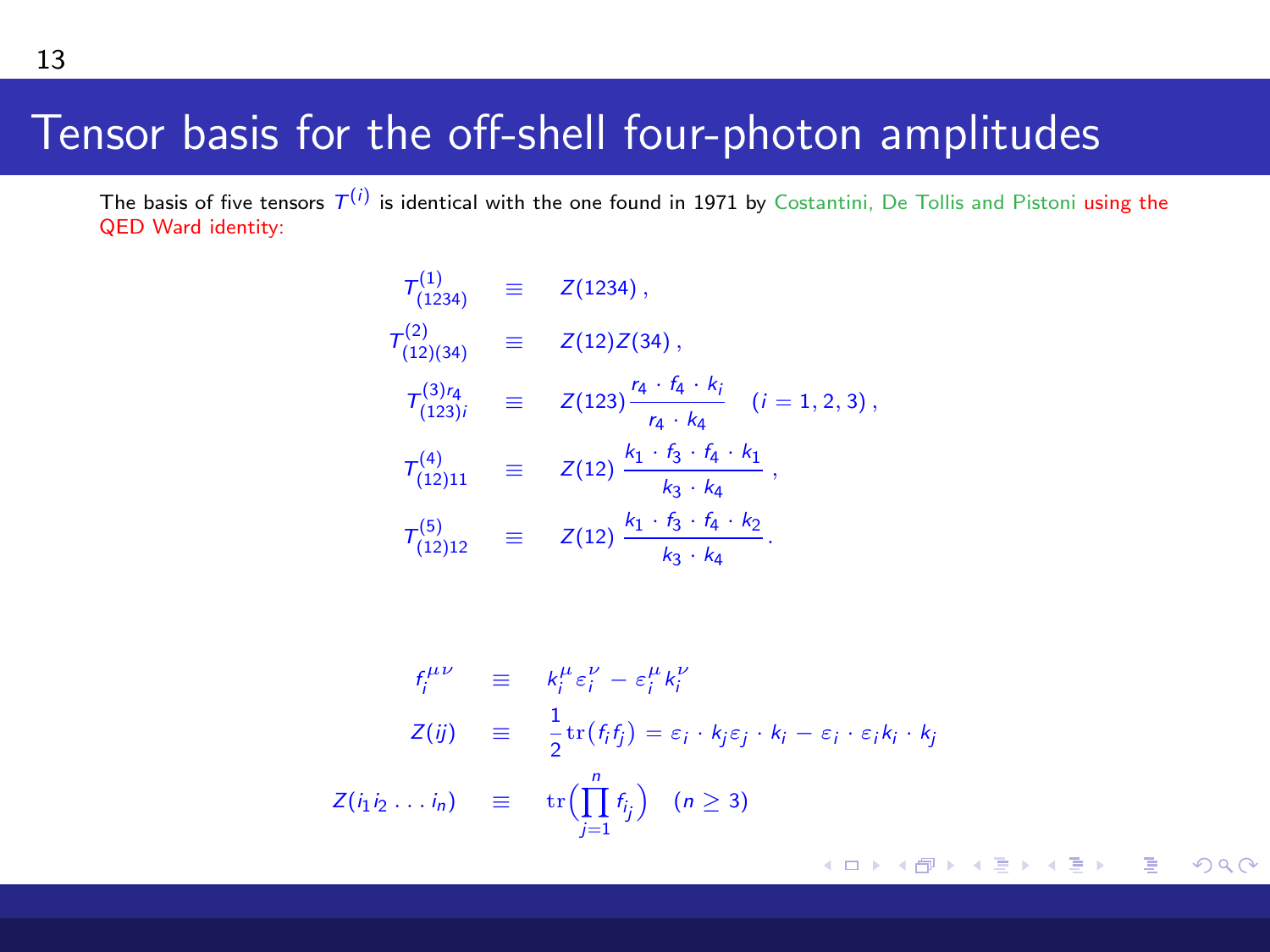# Tensor basis for the off-shell four-photon amplitudes

The basis of five tensors $T^{(i)}$ is identical with the one found in 1971 by Costantini, De Tollis and Pistoni using the QED Ward identity:

$$
\begin{aligned}
T^{(1)}_{(1234)} &\equiv Z(1234)\,, \\
T^{(2)}_{(12)(34)} &\equiv Z(12)Z(34)\,, \\
T^{(3)r_4}_{(123)i} &\equiv Z(123)\frac{r_4\cdot f_4\cdot k_i}{r_4\cdot k_4} \quad (i=1,2,3)\,, \\
T^{(4)}_{(12)11} &\equiv Z(12)\,\frac{k_1\cdot f_3\cdot f_4\cdot k_1}{k_3\cdot k_4}\,, \\
T^{(5)}_{(12)12} &\equiv Z(12)\,\frac{k_1\cdot f_3\cdot f_4\cdot k_2}{k_3\cdot k_4}\,.
\end{aligned}
$$

$$
\begin{aligned}
f_i^{\mu\nu} &\equiv k_i^\mu\varepsilon_i^\nu - \varepsilon_i^\mu k_i^\nu \\
Z(ij) &\equiv \frac{1}{2}\mathrm{tr}\big(f_if_j\big) = \varepsilon_i\cdot k_j\varepsilon_j\cdot k_i - \varepsilon_i\cdot\varepsilon_j k_i\cdot k_j \\
Z(i_1i_2\ldots i_n) &\equiv \mathrm{tr}\Big(\prod_{j=1}^{n} f_{i_j}\Big) \quad (n\geq 3)
\end{aligned}
$$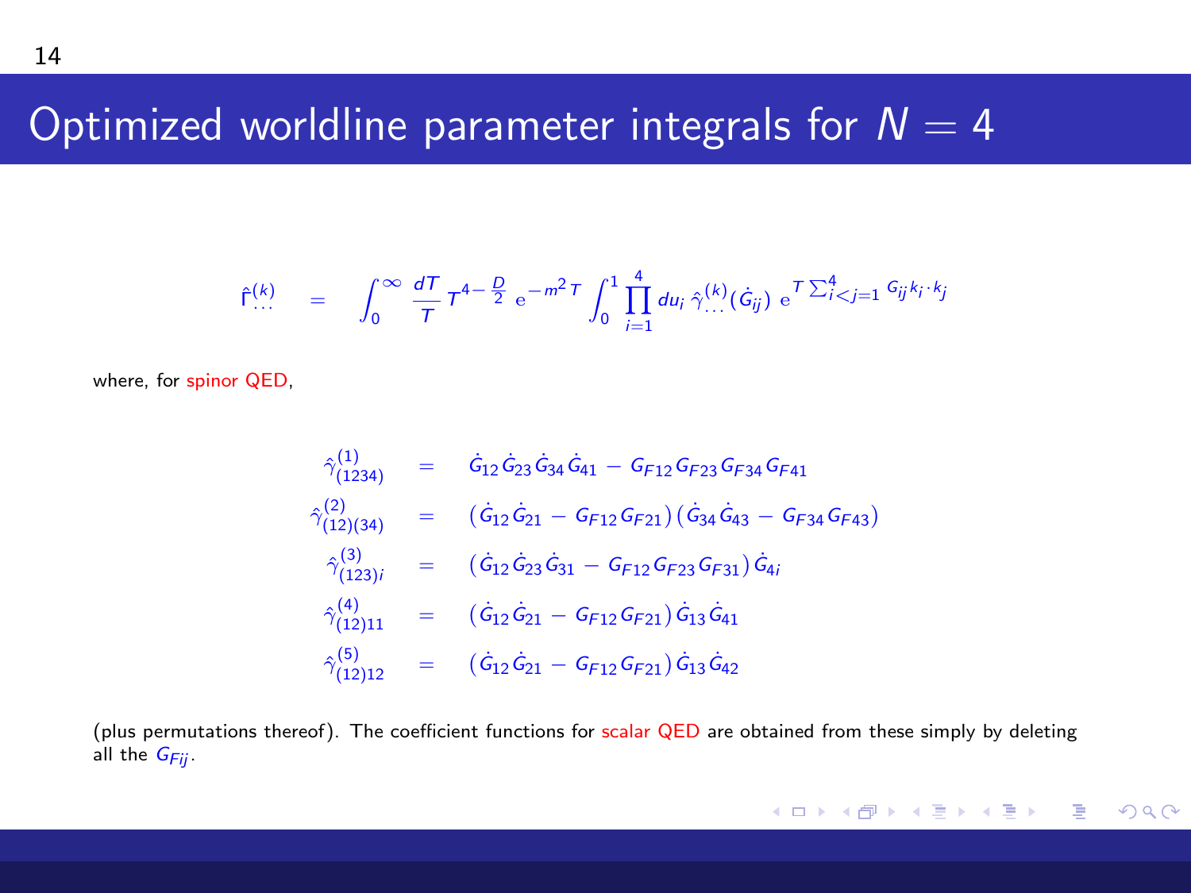# Optimized worldline parameter integrals for $N = 4$

$$
\hat{\Gamma}^{(k)}_{\dots} = \int_0^\infty \frac{dT}{T} T^{4-\frac{D}{2}} \, \mathrm{e}^{-m^2 T} \int_0^1 \prod_{i=1}^{4} du_i \, \hat{\gamma}^{(k)}_{\dots}(\dot{G}_{ij}) \, \mathrm{e}^{T \sum_{i<j=1}^{4} G_{ij} k_i \cdot k_j}
$$

where, for spinor QED,

$$
\begin{aligned}
\hat{\gamma}^{(1)}_{(1234)} &= \dot{G}_{12}\dot{G}_{23}\dot{G}_{34}\dot{G}_{41} - G_{F12}G_{F23}G_{F34}G_{F41} \\
\hat{\gamma}^{(2)}_{(12)(34)} &= \left(\dot{G}_{12}\dot{G}_{21} - G_{F12}G_{F21}\right)\left(\dot{G}_{34}\dot{G}_{43} - G_{F34}G_{F43}\right) \\
\hat{\gamma}^{(3)}_{(123)i} &= \left(\dot{G}_{12}\dot{G}_{23}\dot{G}_{31} - G_{F12}G_{F23}G_{F31}\right)\dot{G}_{4i} \\
\hat{\gamma}^{(4)}_{(12)11} &= \left(\dot{G}_{12}\dot{G}_{21} - G_{F12}G_{F21}\right)\dot{G}_{13}\dot{G}_{41} \\
\hat{\gamma}^{(5)}_{(12)12} &= \left(\dot{G}_{12}\dot{G}_{21} - G_{F12}G_{F21}\right)\dot{G}_{13}\dot{G}_{42}
\end{aligned}
$$

(plus permutations thereof). The coefficient functions for scalar QED are obtained from these simply by deleting all the $G_{Fij}$.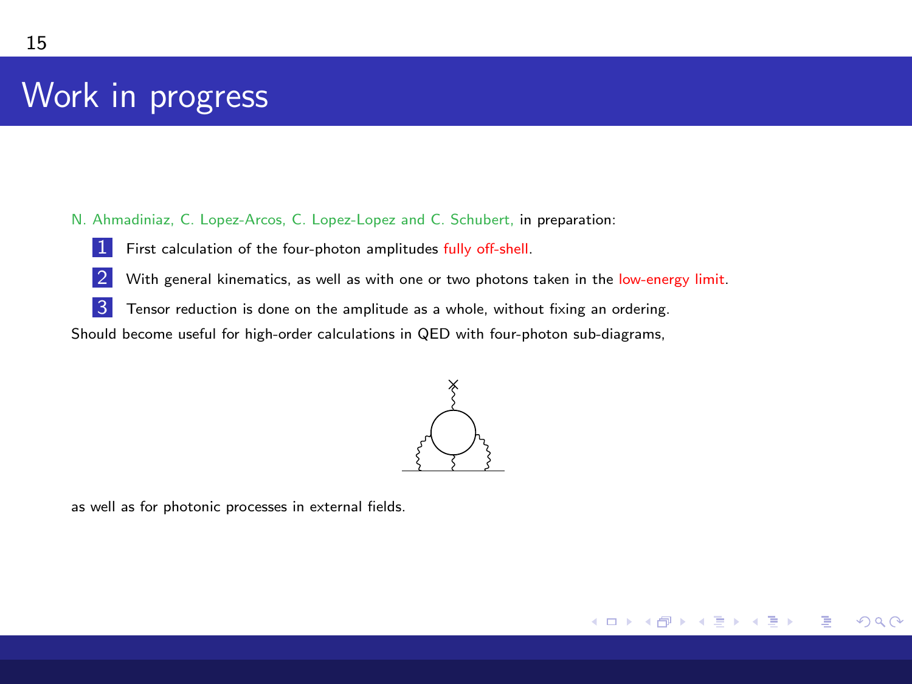# Work in progress

N. Ahmadiniaz, C. Lopez-Arcos, C. Lopez-Lopez and C. Schubert, in preparation:

1. First calculation of the four-photon amplitudes fully off-shell.
2. With general kinematics, as well as with one or two photons taken in the low-energy limit.
3. Tensor reduction is done on the amplitude as a whole, without fixing an ordering.

Should become useful for high-order calculations in QED with four-photon sub-diagrams,

as well as for photonic processes in external fields.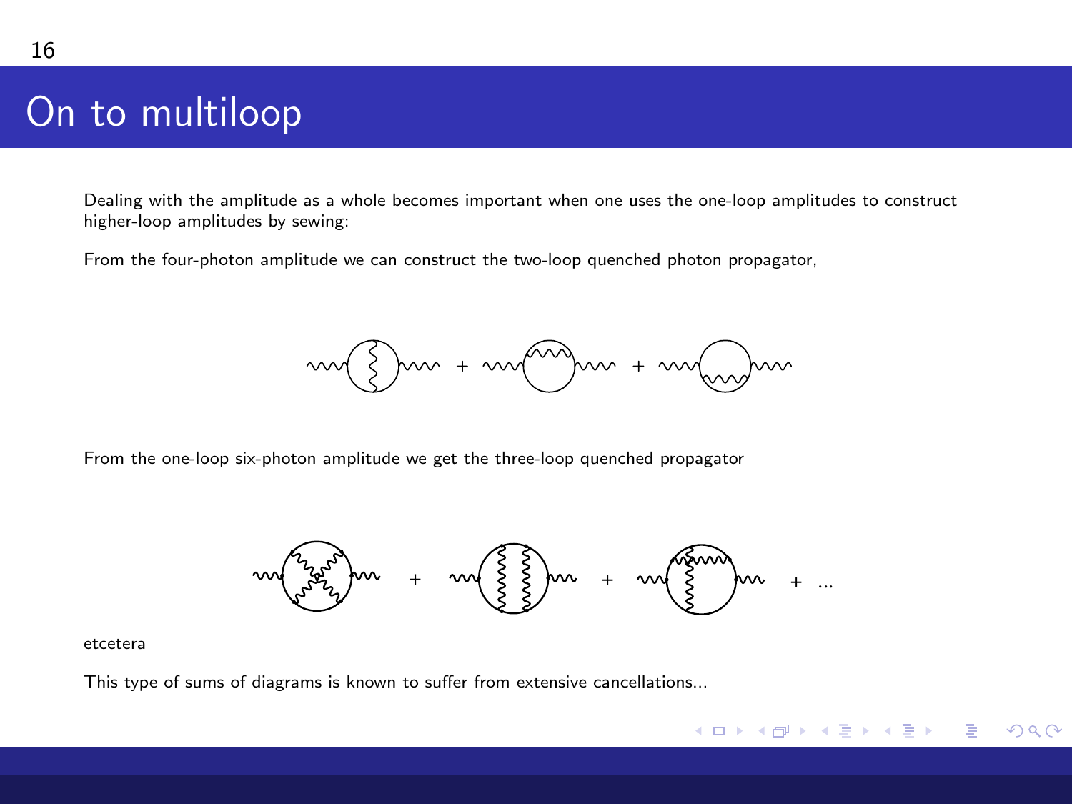# On to multiloop

Dealing with the amplitude as a whole becomes important when one uses the one-loop amplitudes to construct higher-loop amplitudes by sewing:

From the four-photon amplitude we can construct the two-loop quenched photon propagator,

From the one-loop six-photon amplitude we get the three-loop quenched propagator

etcetera

This type of sums of diagrams is known to suffer from extensive cancellations...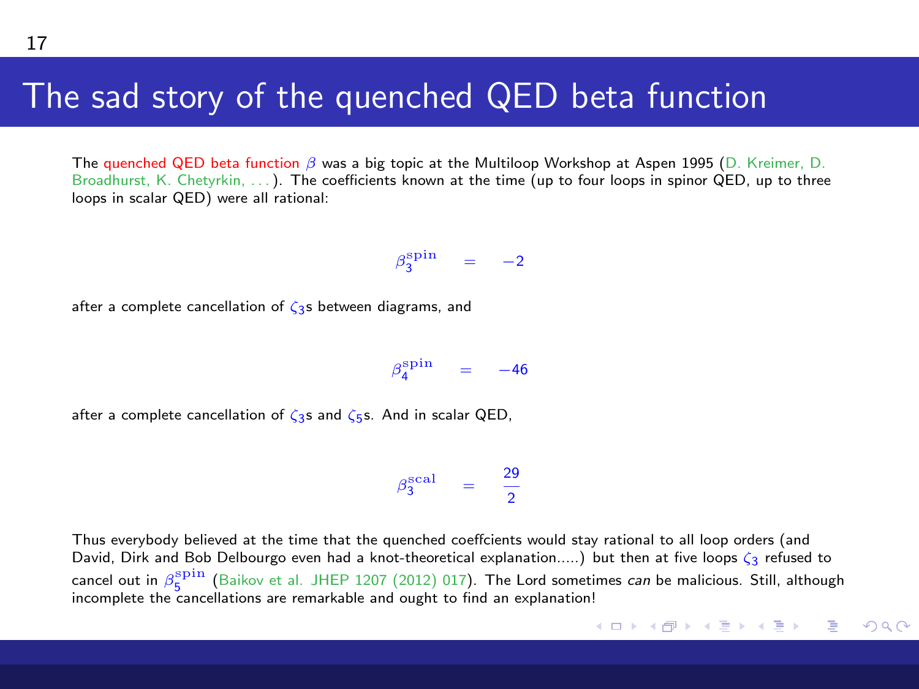# The sad story of the quenched QED beta function

The quenched QED beta function $\beta$ was a big topic at the Multiloop Workshop at Aspen 1995 (D. Kreimer, D. Broadhurst, K. Chetyrkin, . . . ). The coefficients known at the time (up to four loops in spinor QED, up to three loops in scalar QED) were all rational:

$$\beta_3^{\rm spin} = -2$$

after a complete cancellation of $\zeta_3$s between diagrams, and

$$\beta_4^{\rm spin} = -46$$

after a complete cancellation of $\zeta_3$s and $\zeta_5$s. And in scalar QED,

$$\beta_3^{\rm scal} = \frac{29}{2}$$

Thus everybody believed at the time that the quenched coeffcients would stay rational to all loop orders (and David, Dirk and Bob Delbourgo even had a knot-theoretical explanation.....) but then at five loops $\zeta_3$ refused to cancel out in $\beta_5^{\rm spin}$ (Baikov et al. JHEP 1207 (2012) 017). The Lord sometimes *can* be malicious. Still, although incomplete the cancellations are remarkable and ought to find an explanation!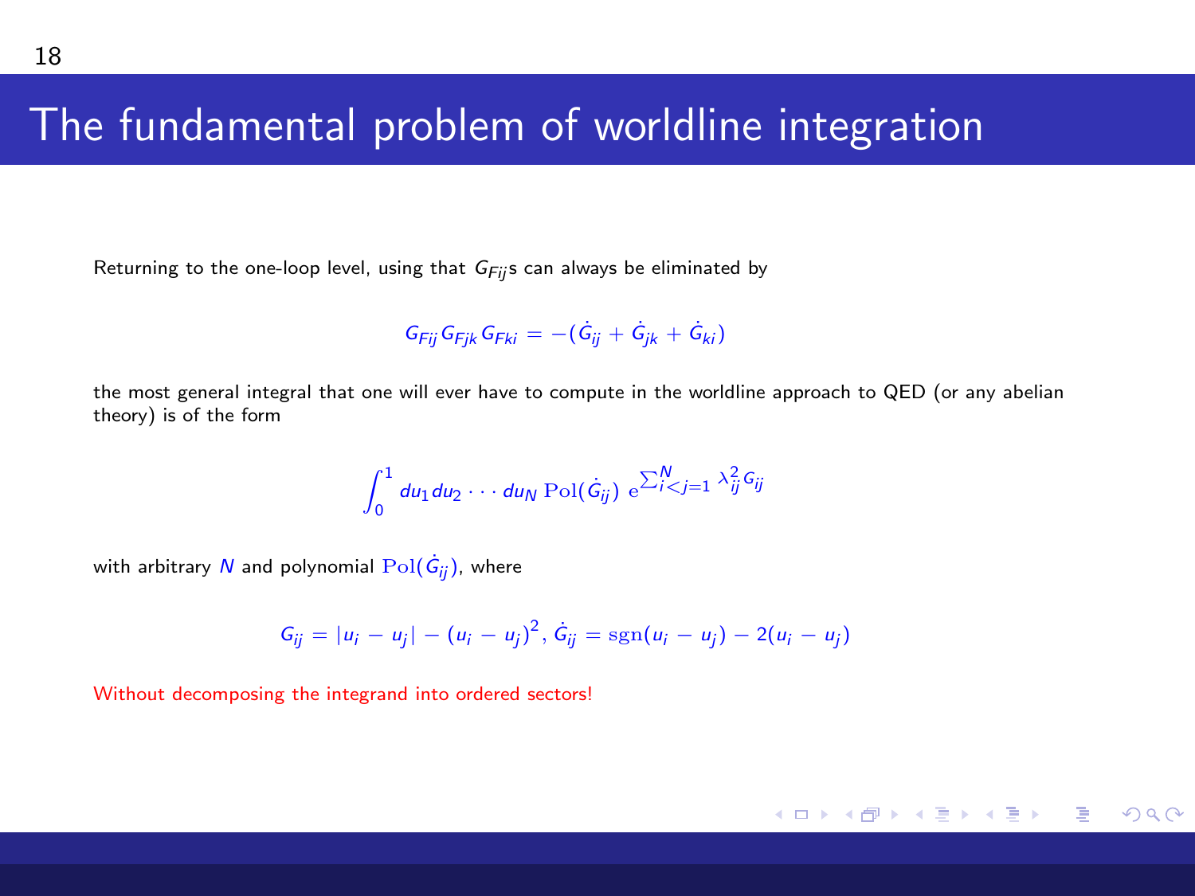# The fundamental problem of worldline integration

Returning to the one-loop level, using that $G_{Fij}$s can always be eliminated by

$$G_{Fij} G_{Fjk} G_{Fki} = -(\dot{G}_{ij} + \dot{G}_{jk} + \dot{G}_{ki})$$

the most general integral that one will ever have to compute in the worldline approach to QED (or any abelian theory) is of the form

$$\int_0^1 du_1 du_2 \cdots du_N \, \mathrm{Pol}(\dot{G}_{ij}) \; \mathrm{e}^{\sum_{i<j=1}^N \lambda_{ij}^2 G_{ij}}$$

with arbitrary $N$ and polynomial $\mathrm{Pol}(\dot{G}_{ij})$, where

$$G_{ij} = |u_i - u_j| - (u_i - u_j)^2, \, \dot{G}_{ij} = \mathrm{sgn}(u_i - u_j) - 2(u_i - u_j)$$

Without decomposing the integrand into ordered sectors!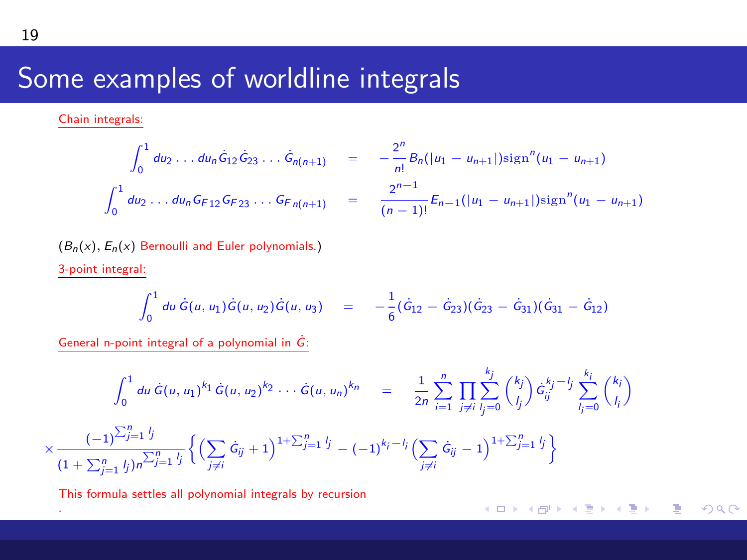# Some examples of worldline integrals

Chain integrals:

$$\int_0^1 du_2 \dots du_n \dot{G}_{12}\dot{G}_{23}\dots\dot{G}_{n(n+1)} = -\frac{2^n}{n!}B_n(|u_1 - u_{n+1}|)\mathrm{sign}^n(u_1 - u_{n+1})$$

$$\int_0^1 du_2 \dots du_n G_{F\,12}G_{F\,23}\dots G_{F\,n(n+1)} = \frac{2^{n-1}}{(n-1)!}E_{n-1}(|u_1 - u_{n+1}|)\mathrm{sign}^n(u_1 - u_{n+1})$$

($B_n(x)$, $E_n(x)$ Bernoulli and Euler polynomials.)

3-point integral:

$$\int_0^1 du\, \dot{G}(u,u_1)\dot{G}(u,u_2)\dot{G}(u,u_3) = -\frac{1}{6}(\dot{G}_{12} - \dot{G}_{23})(\dot{G}_{23} - \dot{G}_{31})(\dot{G}_{31} - \dot{G}_{12})$$

General n-point integral of a polynomial in $\dot{G}$:

$$\int_0^1 du\, \dot{G}(u,u_1)^{k_1}\dot{G}(u,u_2)^{k_2}\cdots\dot{G}(u,u_n)^{k_n} = \frac{1}{2n}\sum_{i=1}^n \prod_{j\neq i}\sum_{l_j=0}^{k_j}\binom{k_j}{l_j}\dot{G}_{ij}^{k_j-l_j}\sum_{l_i=0}^{k_i}\binom{k_i}{l_i}$$

$$\times \frac{(-1)^{\sum_{j=1}^n l_j}}{(1+\sum_{j=1}^n l_j)n^{\sum_{j=1}^n l_j}}\Big\{\Big(\sum_{j\neq i}\dot{G}_{ij}+1\Big)^{1+\sum_{j=1}^n l_j} - (-1)^{k_i-l_i}\Big(\sum_{j\neq i}\dot{G}_{ij}-1\Big)^{1+\sum_{j=1}^n l_j}\Big\}$$

This formula settles all polynomial integrals by recursion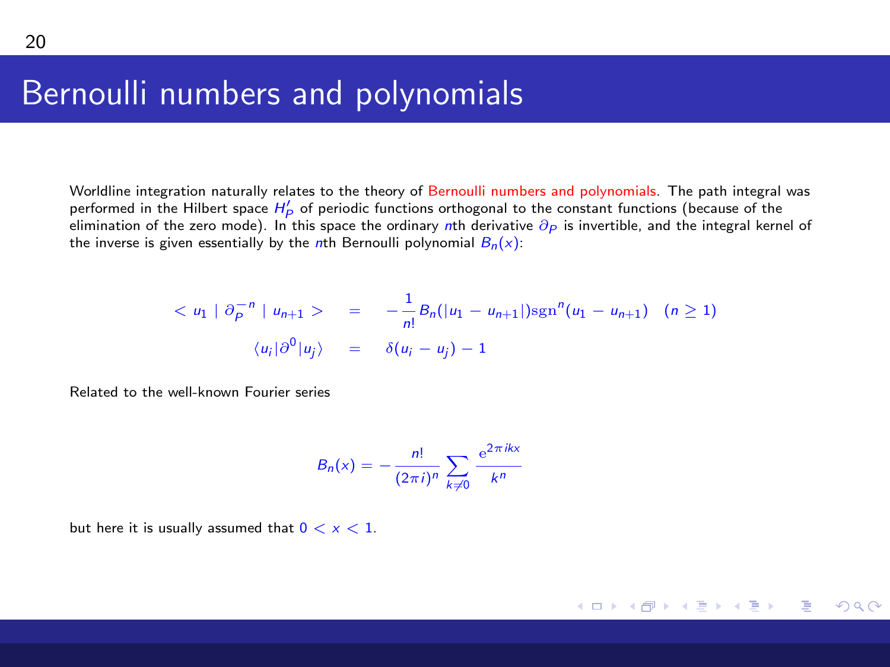# Bernoulli numbers and polynomials

Worldline integration naturally relates to the theory of Bernoulli numbers and polynomials. The path integral was performed in the Hilbert space $H'_P$ of periodic functions orthogonal to the constant functions (because of the elimination of the zero mode). In this space the ordinary $n$th derivative $\partial_P$ is invertible, and the integral kernel of the inverse is given essentially by the $n$th Bernoulli polynomial $B_n(x)$:

$$
\begin{aligned}
< u_1 \mid \partial_P^{-n} \mid u_{n+1} > \quad &= \quad -\frac{1}{n!} B_n(|u_1 - u_{n+1}|) \mathrm{sgn}^n(u_1 - u_{n+1}) \quad (n \geq 1) \\
\langle u_i | \partial^0 | u_j \rangle \quad &= \quad \delta(u_i - u_j) - 1
\end{aligned}
$$

Related to the well-known Fourier series

$$
B_n(x) = -\frac{n!}{(2\pi i)^n} \sum_{k \neq 0} \frac{\mathrm{e}^{2\pi i k x}}{k^n}
$$

but here it is usually assumed that $0 < x < 1$.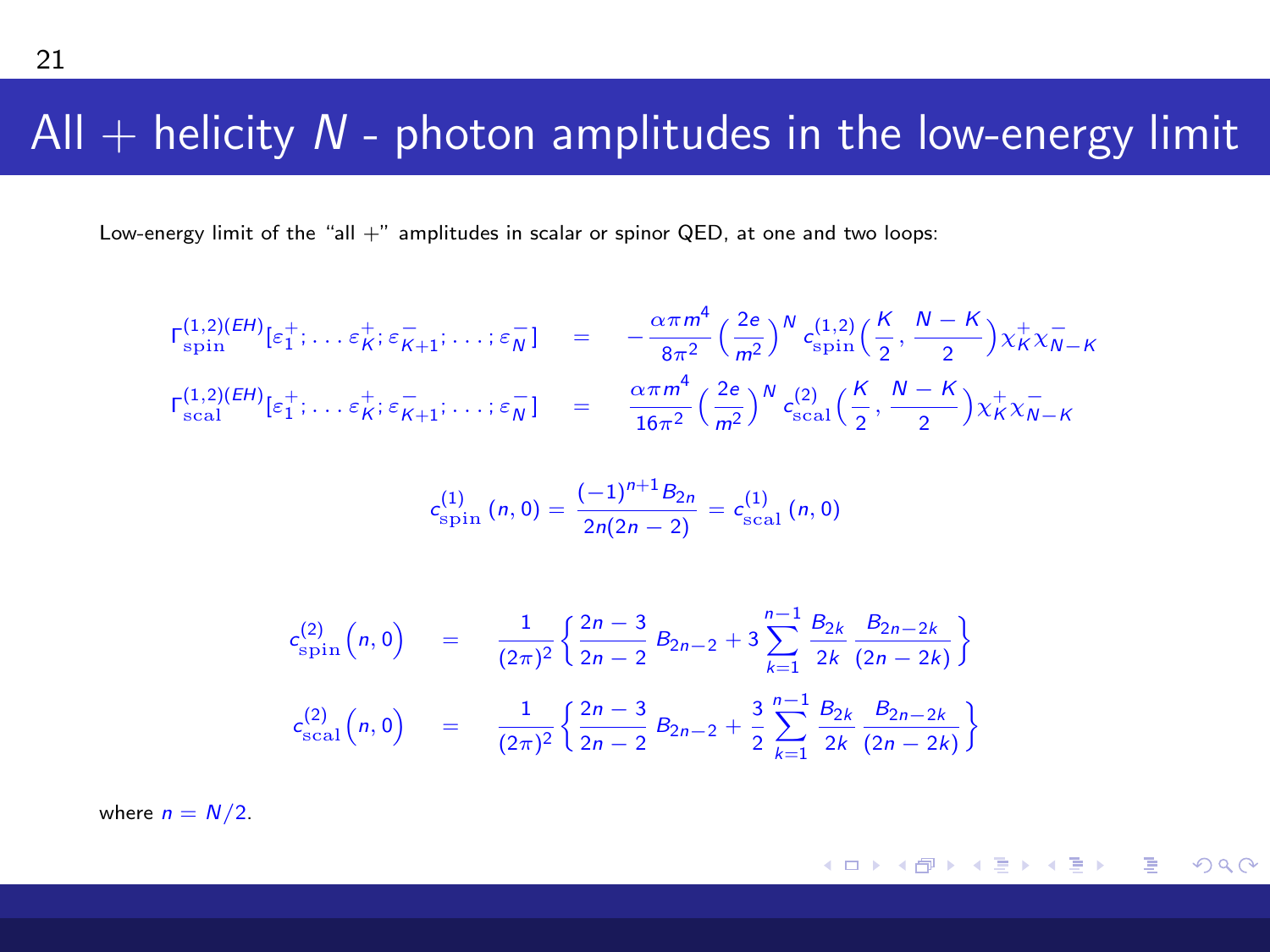# All + helicity $N$ - photon amplitudes in the low-energy limit

Low-energy limit of the "all +" amplitudes in scalar or spinor QED, at one and two loops:

$$
\begin{aligned}
\Gamma^{(1,2)(EH)}_{\rm spin}[\varepsilon_1^+;\dots\varepsilon_K^+;\varepsilon_{K+1}^-;\dots;\varepsilon_N^-] &= -\frac{\alpha\pi m^4}{8\pi^2}\Big(\frac{2e}{m^2}\Big)^N c^{(1,2)}_{\rm spin}\Big(\frac{K}{2},\frac{N-K}{2}\Big)\chi_K^+\chi_{N-K}^- \\
\Gamma^{(1,2)(EH)}_{\rm scal}[\varepsilon_1^+;\dots\varepsilon_K^+;\varepsilon_{K+1}^-;\dots;\varepsilon_N^-] &= \frac{\alpha\pi m^4}{16\pi^2}\Big(\frac{2e}{m^2}\Big)^N c^{(2)}_{\rm scal}\Big(\frac{K}{2},\frac{N-K}{2}\Big)\chi_K^+\chi_{N-K}^-
\end{aligned}
$$

$$
c^{(1)}_{\rm spin}(n,0) = \frac{(-1)^{n+1}B_{2n}}{2n(2n-2)} = c^{(1)}_{\rm scal}(n,0)
$$

$$
\begin{aligned}
c^{(2)}_{\rm spin}\Big(n,0\Big) &= \frac{1}{(2\pi)^2}\left\{\frac{2n-3}{2n-2}\,B_{2n-2} + 3\sum_{k=1}^{n-1}\frac{B_{2k}}{2k}\,\frac{B_{2n-2k}}{(2n-2k)}\right\} \\
c^{(2)}_{\rm scal}\Big(n,0\Big) &= \frac{1}{(2\pi)^2}\left\{\frac{2n-3}{2n-2}\,B_{2n-2} + \frac{3}{2}\sum_{k=1}^{n-1}\frac{B_{2k}}{2k}\,\frac{B_{2n-2k}}{(2n-2k)}\right\}
\end{aligned}
$$

where $n = N/2$.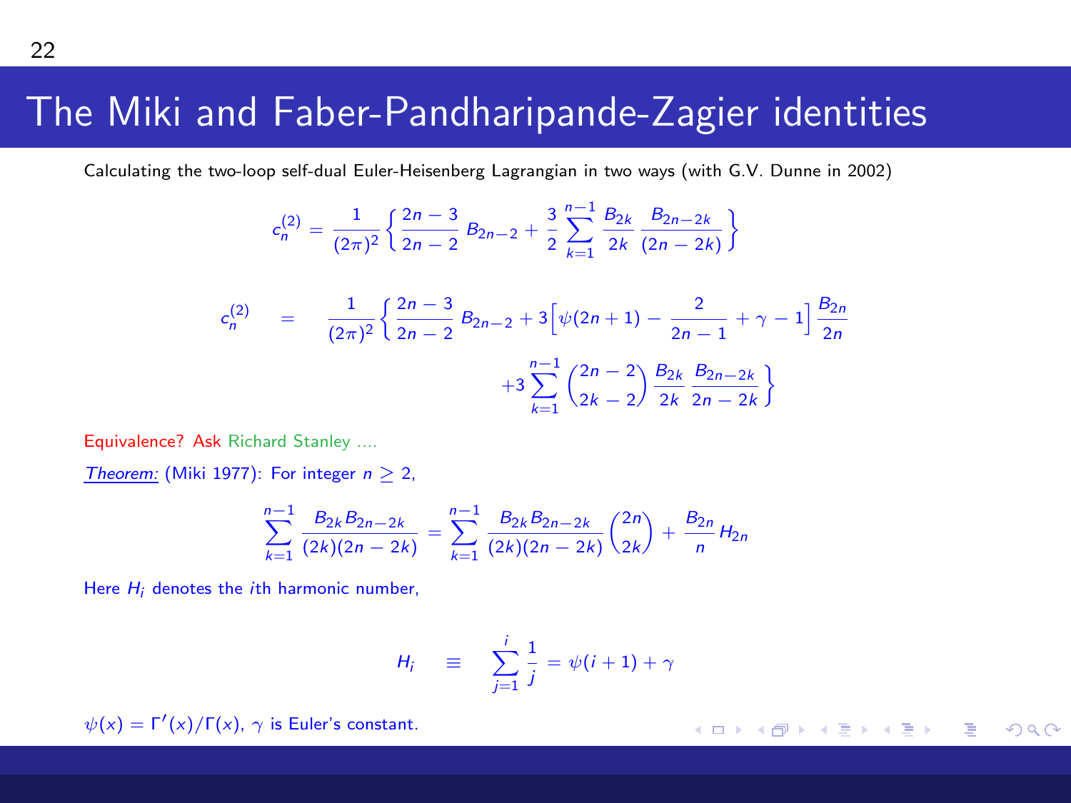# The Miki and Faber-Pandharipande-Zagier identities

Calculating the two-loop self-dual Euler-Heisenberg Lagrangian in two ways (with G.V. Dunne in 2002)

$$c_n^{(2)} = \frac{1}{(2\pi)^2}\left\{\frac{2n-3}{2n-2}\,B_{2n-2} + \frac{3}{2}\sum_{k=1}^{n-1}\frac{B_{2k}}{2k}\,\frac{B_{2n-2k}}{(2n-2k)}\right\}$$

$$c_n^{(2)} = \frac{1}{(2\pi)^2}\left\{\frac{2n-3}{2n-2}\,B_{2n-2} + 3\Big[\psi(2n+1) - \frac{2}{2n-1} + \gamma - 1\Big]\frac{B_{2n}}{2n} + 3\sum_{k=1}^{n-1}\binom{2n-2}{2k-2}\frac{B_{2k}}{2k}\,\frac{B_{2n-2k}}{2n-2k}\right\}$$

Equivalence? Ask Richard Stanley ....

*Theorem:* (Miki 1977): For integer $n \geq 2$,

$$\sum_{k=1}^{n-1}\frac{B_{2k}B_{2n-2k}}{(2k)(2n-2k)} = \sum_{k=1}^{n-1}\frac{B_{2k}B_{2n-2k}}{(2k)(2n-2k)}\binom{2n}{2k} + \frac{B_{2n}}{n}H_{2n}$$

Here $H_i$ denotes the $i$th harmonic number,

$$H_i \equiv \sum_{j=1}^{i}\frac{1}{j} = \psi(i+1) + \gamma$$

$\psi(x) = \Gamma'(x)/\Gamma(x)$, $\gamma$ is Euler's constant.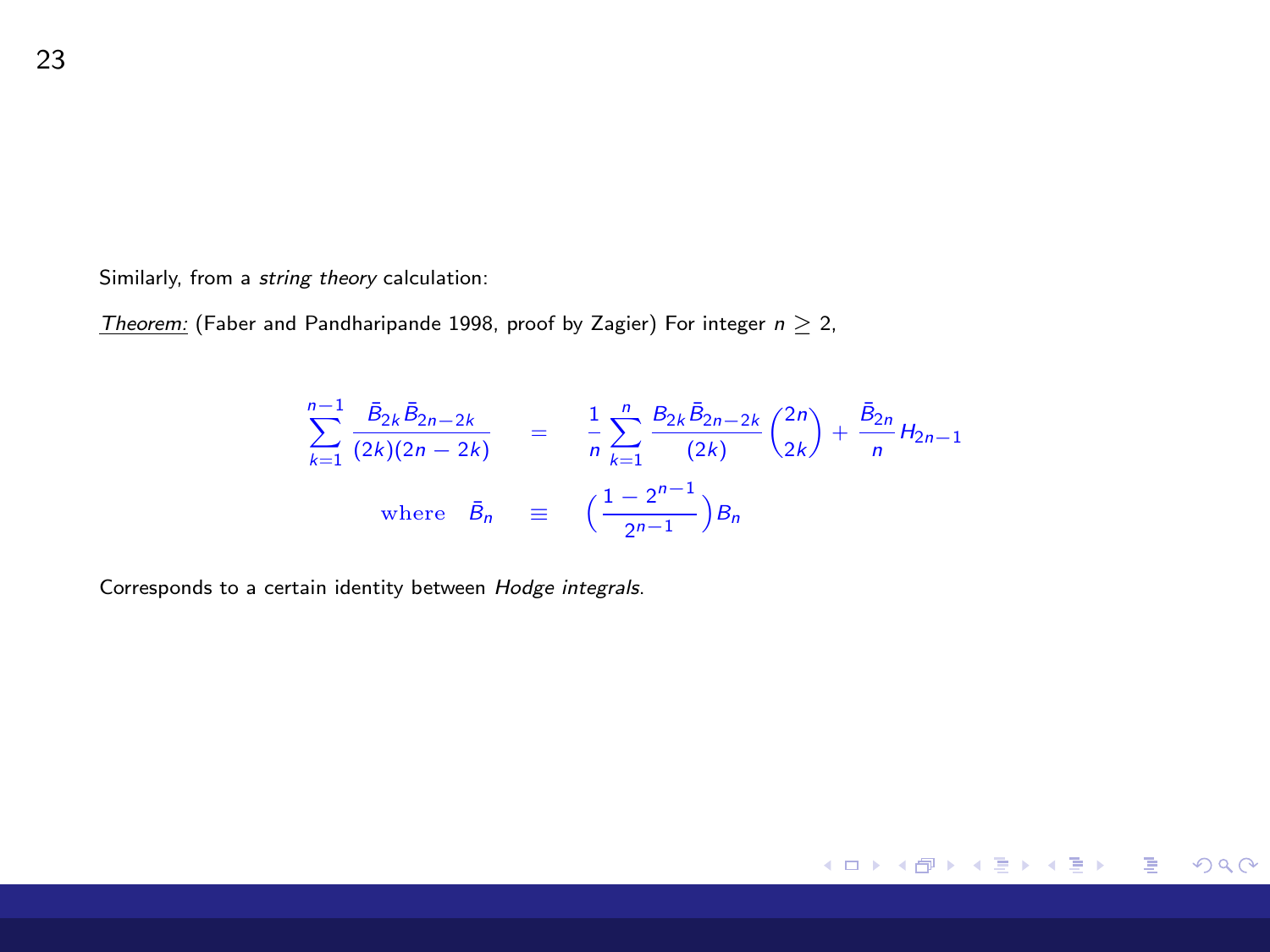Similarly, from a *string theory* calculation:

*Theorem:* (Faber and Pandharipande 1998, proof by Zagier) For integer $n \geq 2$,

$$
\sum_{k=1}^{n-1} \frac{\bar{B}_{2k}\bar{B}_{2n-2k}}{(2k)(2n-2k)} = \frac{1}{n}\sum_{k=1}^{n} \frac{B_{2k}\bar{B}_{2n-2k}}{(2k)}\binom{2n}{2k} + \frac{\bar{B}_{2n}}{n}H_{2n-1}
$$

$$
\text{where} \quad \bar{B}_n \equiv \left(\frac{1-2^{n-1}}{2^{n-1}}\right)B_n
$$

Corresponds to a certain identity between *Hodge integrals*.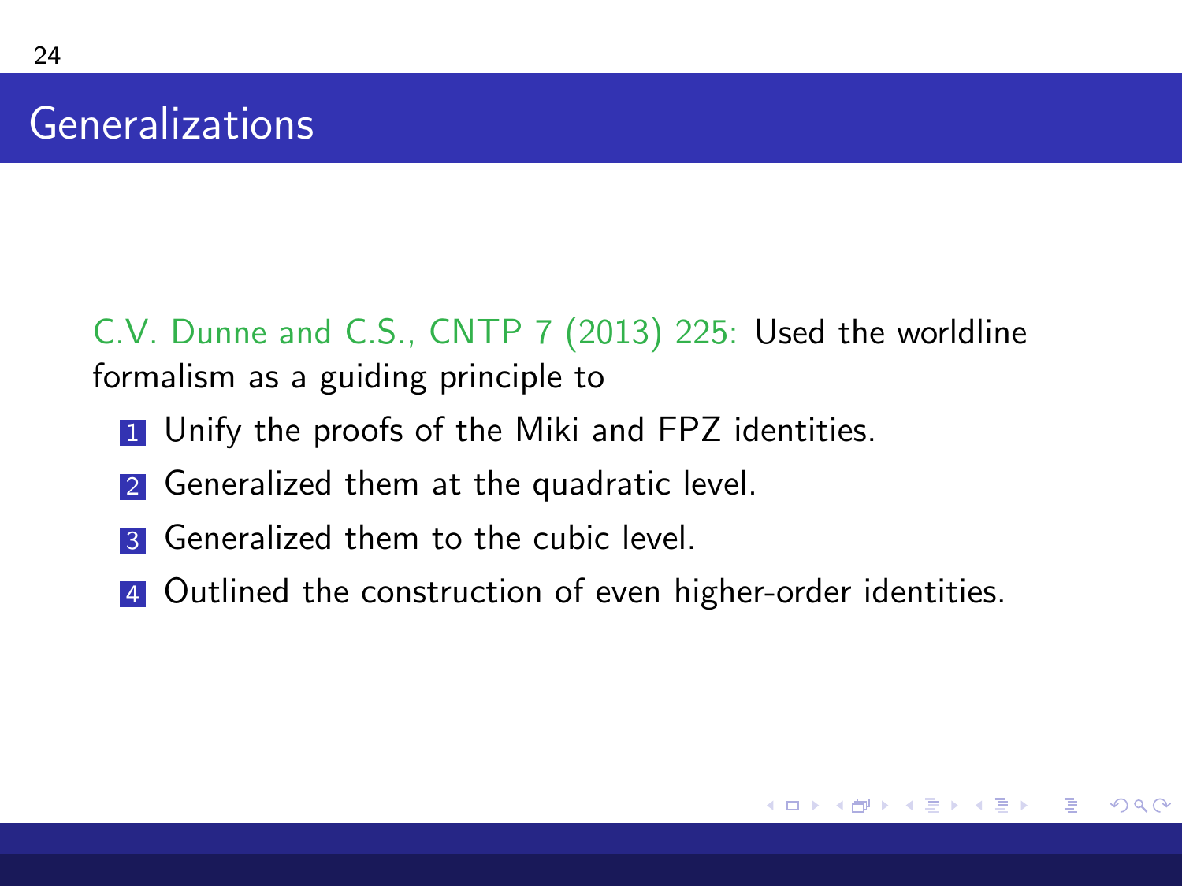# Generalizations

C.V. Dunne and C.S., CNTP 7 (2013) 225: Used the worldline formalism as a guiding principle to

1. Unify the proofs of the Miki and FPZ identities.
2. Generalized them at the quadratic level.
3. Generalized them to the cubic level.
4. Outlined the construction of even higher-order identities.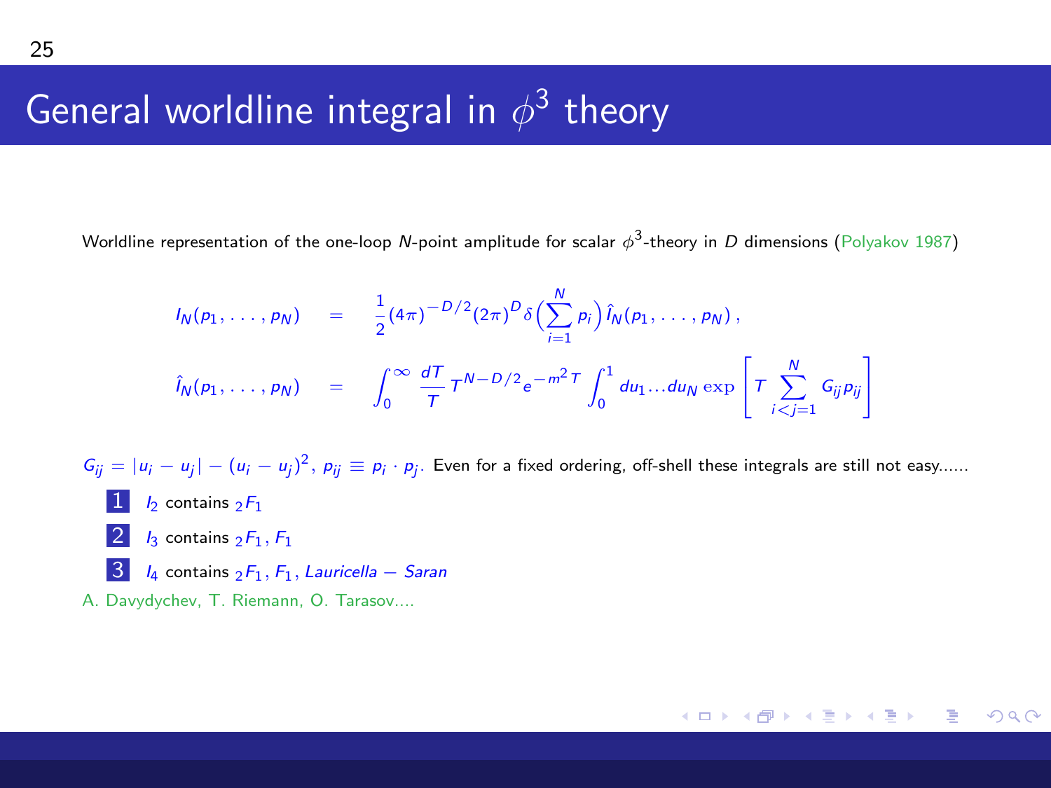# General worldline integral in $\phi^3$ theory

Worldline representation of the one-loop $N$-point amplitude for scalar $\phi^3$-theory in $D$ dimensions (Polyakov 1987)

$$
\begin{aligned}
I_N(p_1,\ldots,p_N) &= \frac{1}{2}(4\pi)^{-D/2}(2\pi)^D \delta\Big(\sum_{i=1}^N p_i\Big)\hat{I}_N(p_1,\ldots,p_N)\,, \\
\hat{I}_N(p_1,\ldots,p_N) &= \int_0^\infty \frac{dT}{T}\, T^{N-D/2} e^{-m^2 T} \int_0^1 du_1 \ldots du_N \exp\left[T \sum_{i<j=1}^N G_{ij} p_{ij}\right]
\end{aligned}
$$

$G_{ij} = |u_i - u_j| - (u_i - u_j)^2$, $p_{ij} \equiv p_i \cdot p_j$. Even for a fixed ordering, off-shell these integrals are still not easy......

1. $I_2$ contains ${}_2F_1$
2. $I_3$ contains ${}_2F_1, F_1$
3. $I_4$ contains ${}_2F_1, F_1, Lauricella - Saran$

A. Davydychev, T. Riemann, O. Tarasov....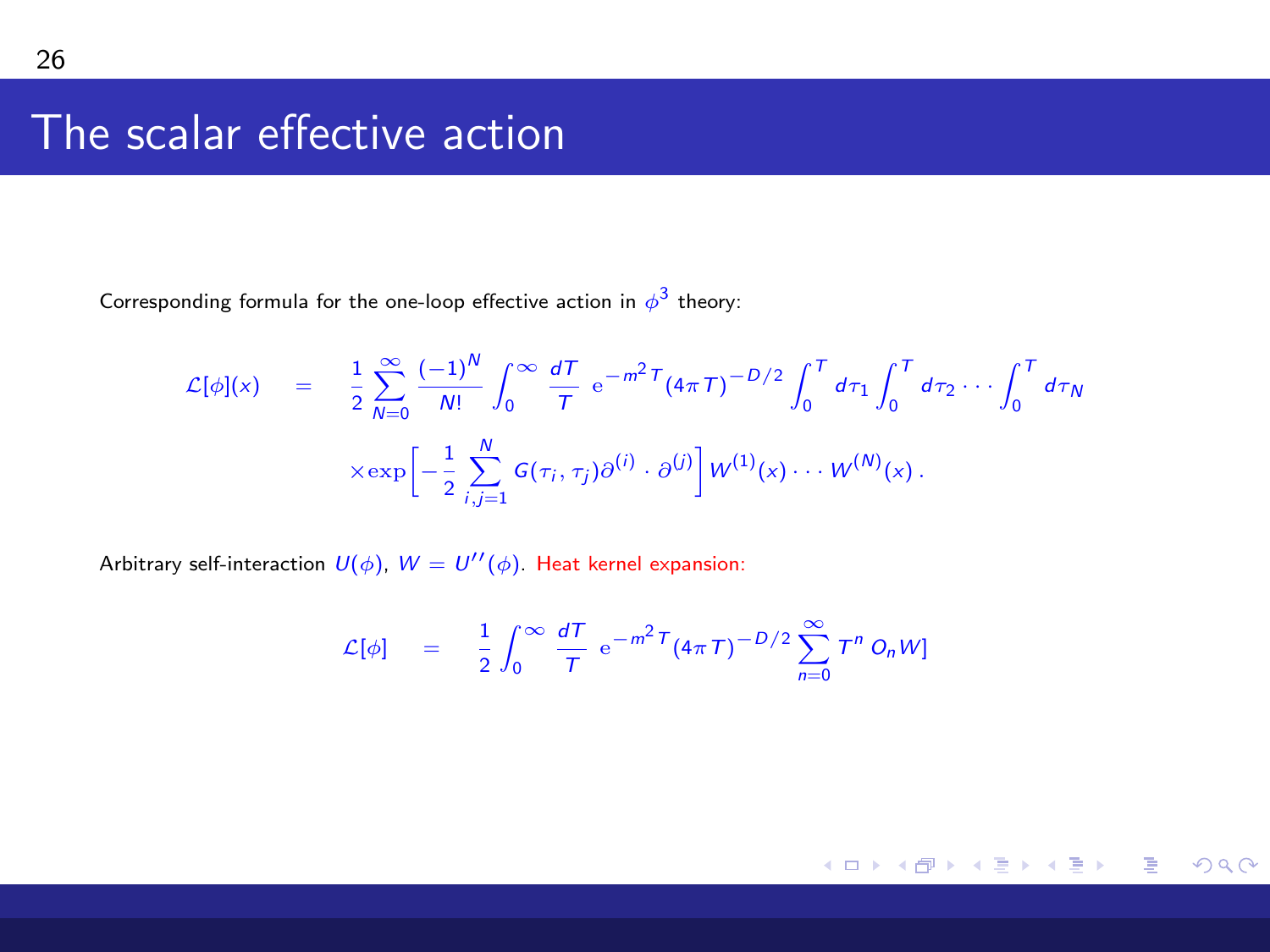# The scalar effective action

Corresponding formula for the one-loop effective action in $\phi^3$ theory:

$$
\begin{aligned}
\mathcal{L}[\phi](x) \quad &= \quad \frac{1}{2}\sum_{N=0}^{\infty}\frac{(-1)^N}{N!}\int_0^\infty \frac{dT}{T}\, \mathrm{e}^{-m^2 T}(4\pi T)^{-D/2}\int_0^T d\tau_1\int_0^T d\tau_2\cdots\int_0^T d\tau_N \\
&\times \exp\Big[-\frac{1}{2}\sum_{i,j=1}^{N} G(\tau_i,\tau_j)\partial^{(i)}\cdot\partial^{(j)}\Big] W^{(1)}(x)\cdots W^{(N)}(x)\,.
\end{aligned}
$$

Arbitrary self-interaction $U(\phi)$, $W = U''(\phi)$. Heat kernel expansion:

$$
\mathcal{L}[\phi] \quad = \quad \frac{1}{2}\int_0^\infty \frac{dT}{T}\, \mathrm{e}^{-m^2 T}(4\pi T)^{-D/2}\sum_{n=0}^{\infty} T^n\, O_n W]
$$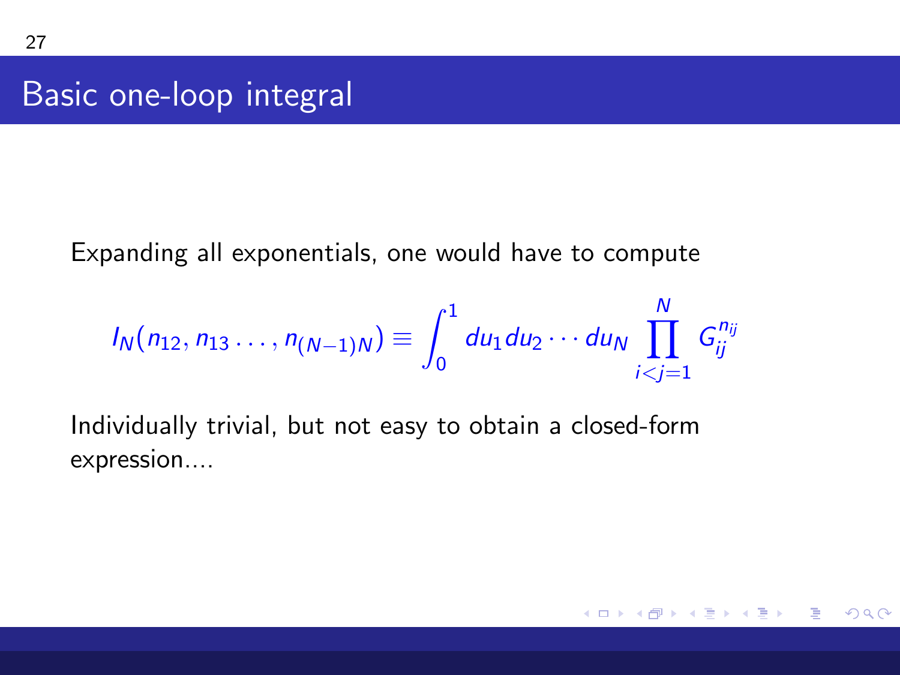## Basic one-loop integral

Expanding all exponentials, one would have to compute

$$I_N(n_{12}, n_{13} \dots, n_{(N-1)N}) \equiv \int_0^1 du_1 du_2 \cdots du_N \prod_{i<j=1}^{N} G_{ij}^{n_{ij}}$$

Individually trivial, but not easy to obtain a closed-form expression....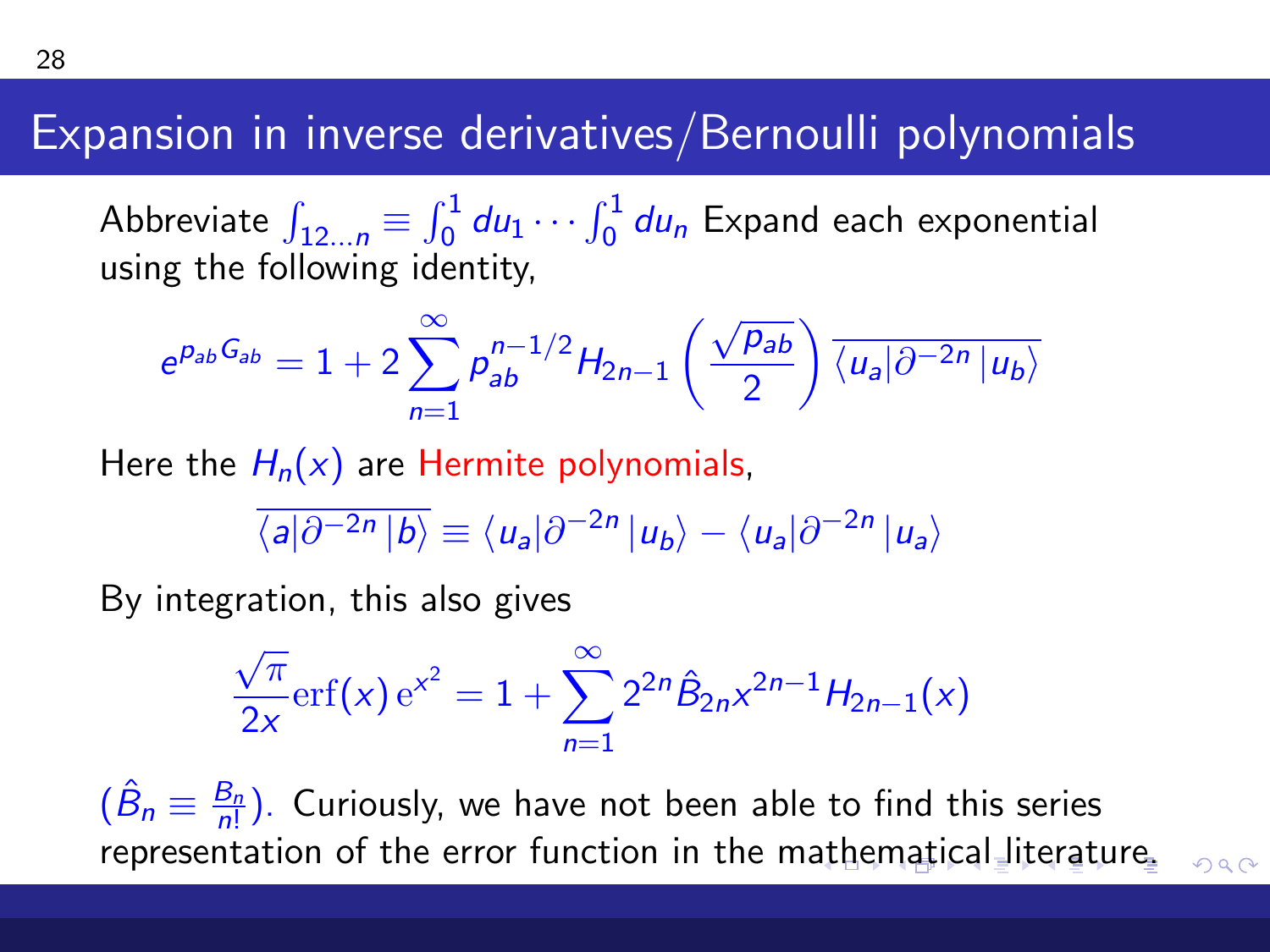## Expansion in inverse derivatives/Bernoulli polynomials

Abbreviate $\int_{12\ldots n} \equiv \int_0^1 du_1 \cdots \int_0^1 du_n$ Expand each exponential using the following identity,

$$e^{p_{ab}G_{ab}} = 1 + 2\sum_{n=1}^{\infty} p_{ab}^{n-1/2} H_{2n-1}\left(\frac{\sqrt{p_{ab}}}{2}\right) \overline{\langle u_a|\partial^{-2n}|u_b\rangle}$$

Here the $H_n(x)$ are Hermite polynomials,

$$\overline{\langle a|\partial^{-2n}|b\rangle} \equiv \langle u_a|\partial^{-2n}|u_b\rangle - \langle u_a|\partial^{-2n}|u_a\rangle$$

By integration, this also gives

$$\frac{\sqrt{\pi}}{2x}\mathrm{erf}(x)\,\mathrm{e}^{x^2} = 1 + \sum_{n=1}^{\infty} 2^{2n}\hat{B}_{2n}x^{2n-1}H_{2n-1}(x)$$

($\hat{B}_n \equiv \frac{B_n}{n!}$). Curiously, we have not been able to find this series representation of the error function in the mathematical literature.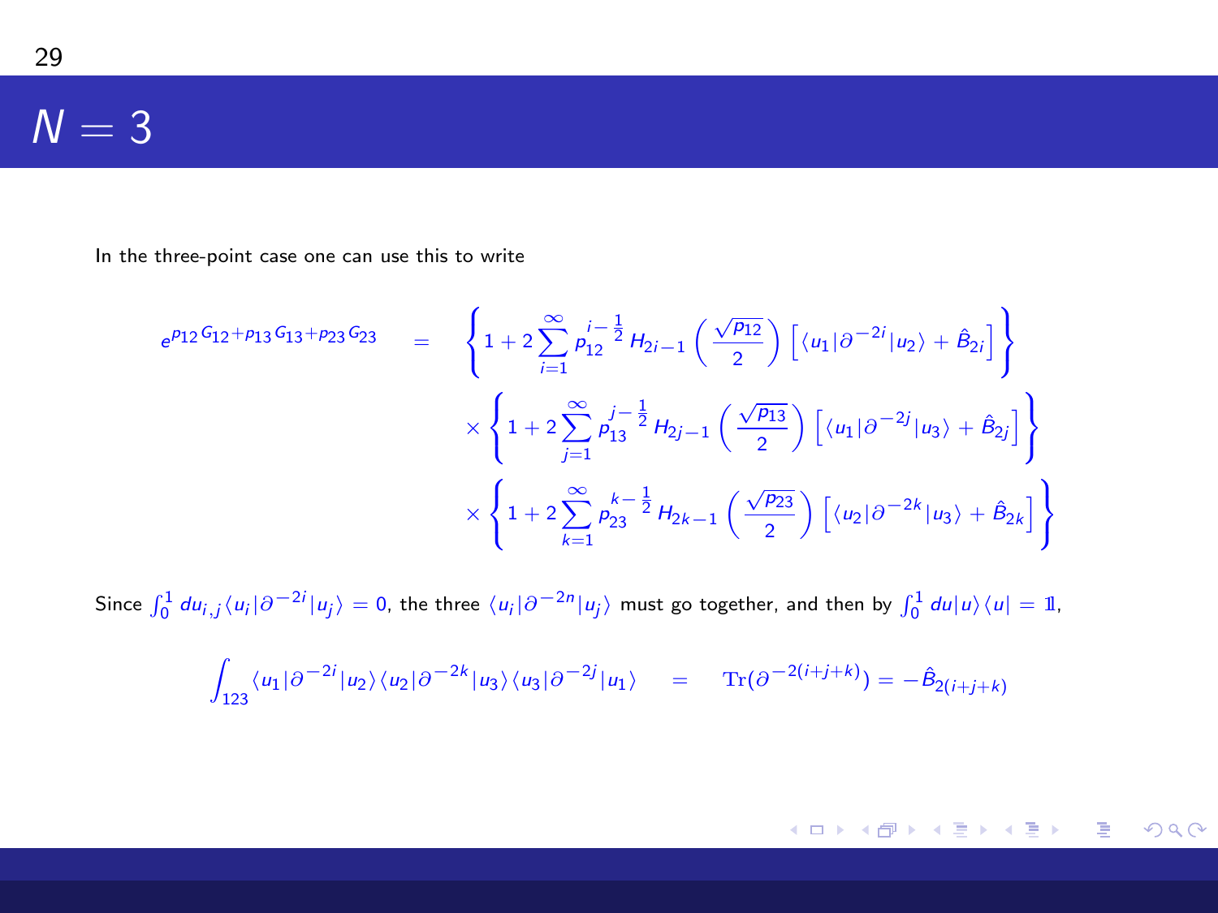# $N = 3$

In the three-point case one can use this to write

$$
\begin{aligned}
e^{p_{12}G_{12}+p_{13}G_{13}+p_{23}G_{23}} \quad = \quad & \left\{ 1 + 2\sum_{i=1}^{\infty} p_{12}^{\,i-\frac{1}{2}} H_{2i-1}\left(\frac{\sqrt{p_{12}}}{2}\right)\left[\langle u_1|\partial^{-2i}|u_2\rangle + \hat{B}_{2i}\right] \right\} \\
& \times \left\{ 1 + 2\sum_{j=1}^{\infty} p_{13}^{\,j-\frac{1}{2}} H_{2j-1}\left(\frac{\sqrt{p_{13}}}{2}\right)\left[\langle u_1|\partial^{-2j}|u_3\rangle + \hat{B}_{2j}\right] \right\} \\
& \times \left\{ 1 + 2\sum_{k=1}^{\infty} p_{23}^{\,k-\frac{1}{2}} H_{2k-1}\left(\frac{\sqrt{p_{23}}}{2}\right)\left[\langle u_2|\partial^{-2k}|u_3\rangle + \hat{B}_{2k}\right] \right\}
\end{aligned}
$$

Since $\int_0^1 du_{i,j}\langle u_i|\partial^{-2i}|u_j\rangle = 0$, the three $\langle u_i|\partial^{-2n}|u_j\rangle$ must go together, and then by $\int_0^1 du|u\rangle\langle u| = \mathbb{1}$,

$$
\int_{123}\langle u_1|\partial^{-2i}|u_2\rangle\langle u_2|\partial^{-2k}|u_3\rangle\langle u_3|\partial^{-2j}|u_1\rangle \quad = \quad \mathrm{Tr}(\partial^{-2(i+j+k)}) = -\hat{B}_{2(i+j+k)}
$$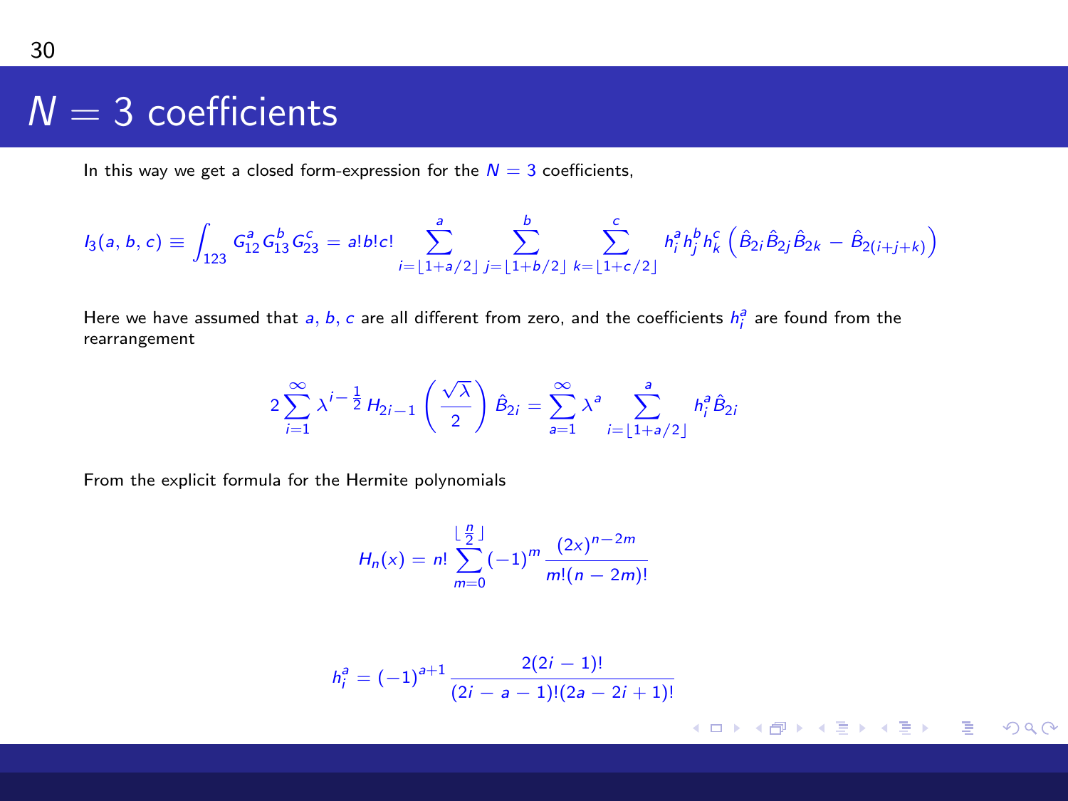# $N = 3$ coefficients

In this way we get a closed form-expression for the $N = 3$ coefficients,

$$I_3(a,b,c) \equiv \int_{123} G_{12}^a G_{13}^b G_{23}^c = a!b!c! \sum_{i=\lfloor 1+a/2 \rfloor}^{a} \sum_{j=\lfloor 1+b/2 \rfloor}^{b} \sum_{k=\lfloor 1+c/2 \rfloor}^{c} h_i^a h_j^b h_k^c \left( \hat{B}_{2i}\hat{B}_{2j}\hat{B}_{2k} - \hat{B}_{2(i+j+k)} \right)$$

Here we have assumed that $a$, $b$, $c$ are all different from zero, and the coefficients $h_i^a$ are found from the rearrangement

$$2\sum_{i=1}^{\infty} \lambda^{i-\frac{1}{2}} H_{2i-1}\left(\frac{\sqrt{\lambda}}{2}\right) \hat{B}_{2i} = \sum_{a=1}^{\infty} \lambda^a \sum_{i=\lfloor 1+a/2 \rfloor}^{a} h_i^a \hat{B}_{2i}$$

From the explicit formula for the Hermite polynomials

$$H_n(x) = n! \sum_{m=0}^{\lfloor \frac{n}{2} \rfloor} (-1)^m \frac{(2x)^{n-2m}}{m!(n-2m)!}$$

$$h_i^a = (-1)^{a+1} \frac{2(2i-1)!}{(2i-a-1)!(2a-2i+1)!}$$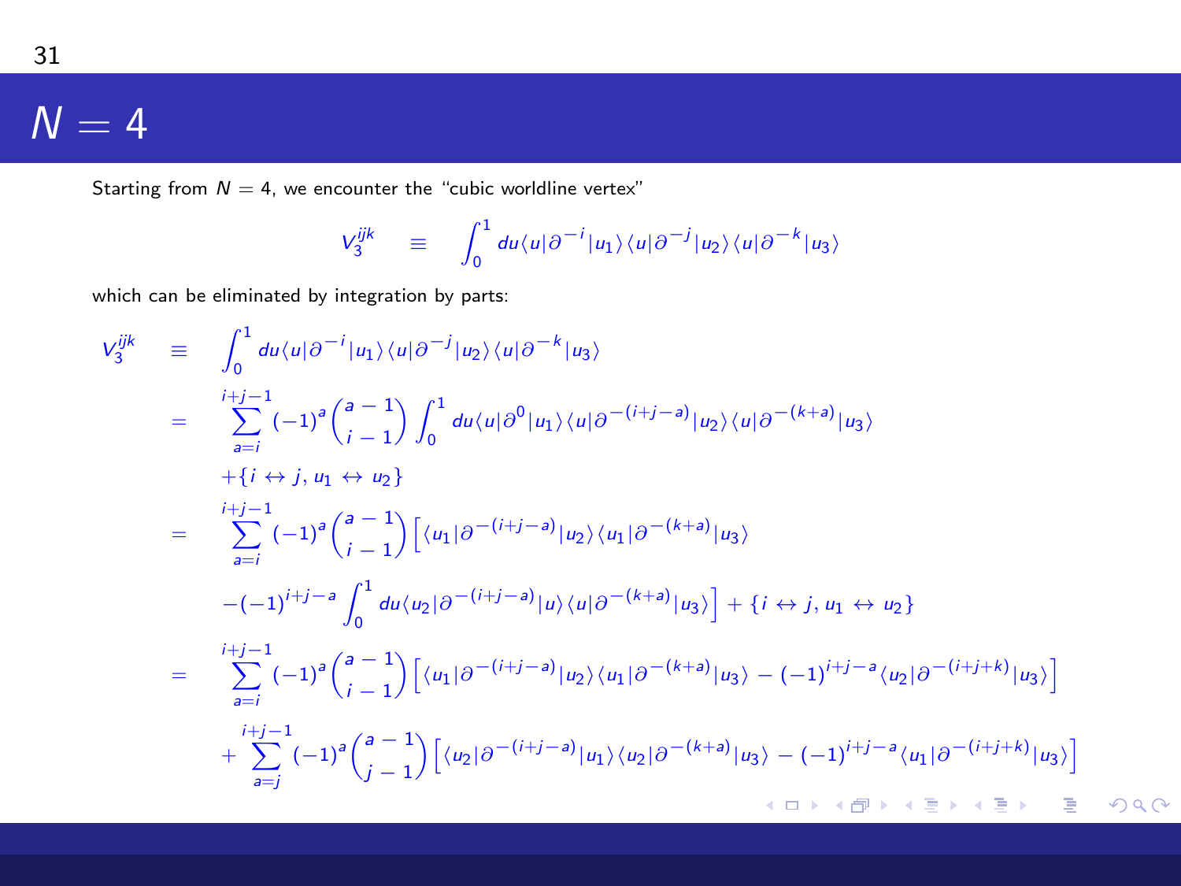# $N = 4$

Starting from $N = 4$, we encounter the "cubic worldline vertex"

$$V_3^{ijk} \quad \equiv \quad \int_0^1 du \langle u|\partial^{-i}|u_1\rangle\langle u|\partial^{-j}|u_2\rangle\langle u|\partial^{-k}|u_3\rangle$$

which can be eliminated by integration by parts:

$$
\begin{aligned}
V_3^{ijk} \quad &\equiv \quad \int_0^1 du \langle u|\partial^{-i}|u_1\rangle\langle u|\partial^{-j}|u_2\rangle\langle u|\partial^{-k}|u_3\rangle \\
&= \quad \sum_{a=i}^{i+j-1} (-1)^a \binom{a-1}{i-1} \int_0^1 du \langle u|\partial^{0}|u_1\rangle\langle u|\partial^{-(i+j-a)}|u_2\rangle\langle u|\partial^{-(k+a)}|u_3\rangle \\
&\quad\quad +\{i \leftrightarrow j, u_1 \leftrightarrow u_2\} \\
&= \quad \sum_{a=i}^{i+j-1} (-1)^a \binom{a-1}{i-1} \Big[\langle u_1|\partial^{-(i+j-a)}|u_2\rangle\langle u_1|\partial^{-(k+a)}|u_3\rangle \\
&\quad\quad -(-1)^{i+j-a}\int_0^1 du \langle u_2|\partial^{-(i+j-a)}|u\rangle\langle u|\partial^{-(k+a)}|u_3\rangle\Big] + \{i \leftrightarrow j, u_1 \leftrightarrow u_2\} \\
&= \quad \sum_{a=i}^{i+j-1} (-1)^a \binom{a-1}{i-1} \Big[\langle u_1|\partial^{-(i+j-a)}|u_2\rangle\langle u_1|\partial^{-(k+a)}|u_3\rangle - (-1)^{i+j-a}\langle u_2|\partial^{-(i+j+k)}|u_3\rangle\Big] \\
&\quad\quad + \sum_{a=j}^{i+j-1} (-1)^a \binom{a-1}{j-1} \Big[\langle u_2|\partial^{-(i+j-a)}|u_1\rangle\langle u_2|\partial^{-(k+a)}|u_3\rangle - (-1)^{i+j-a}\langle u_1|\partial^{-(i+j+k)}|u_3\rangle\Big]
\end{aligned}
$$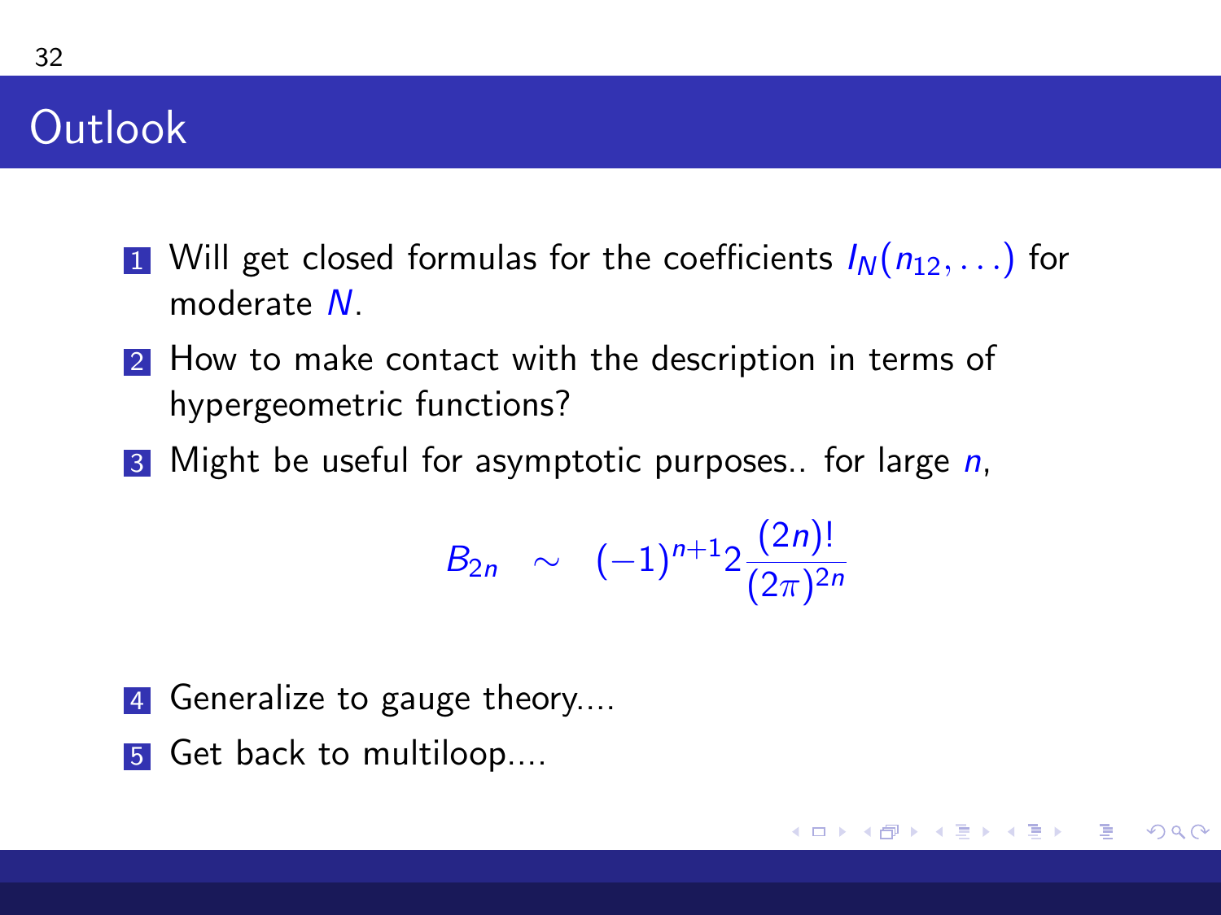# Outlook

1. Will get closed formulas for the coefficients $I_N(n_{12},\ldots)$ for moderate $N$.
2. How to make contact with the description in terms of hypergeometric functions?
3. Might be useful for asymptotic purposes.. for large $n$,

$$B_{2n} \quad \sim \quad (-1)^{n+1} 2 \frac{(2n)!}{(2\pi)^{2n}}$$

4. Generalize to gauge theory....
5. Get back to multiloop....